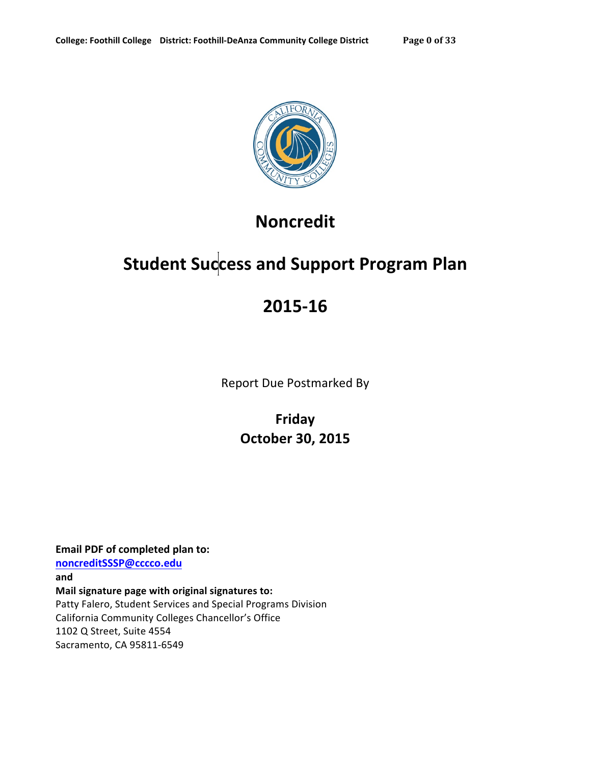# Noncredit

# Student Success and Support Program Plan

# 2015-16

Report Due Postmarked By

**Friday**
**October 30, 2015**

**Email PDF of completed plan to:**
**noncreditSSSP@cccco.edu**
**and**
**Mail signature page with original signatures to:**
Patty Falero, Student Services and Special Programs Division
California Community Colleges Chancellor's Office
1102 Q Street, Suite 4554
Sacramento, CA 95811-6549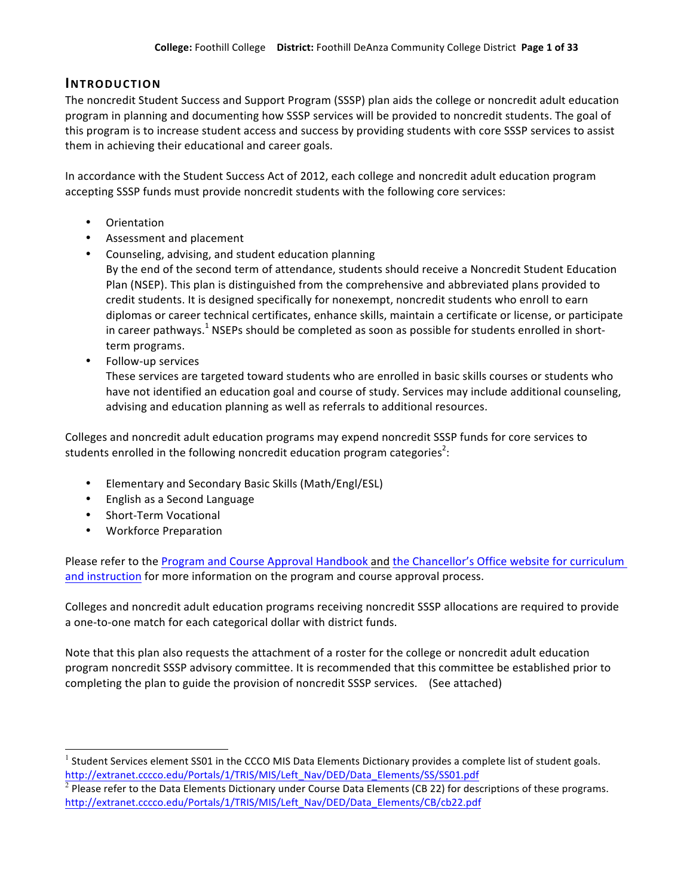## INTRODUCTION

The noncredit Student Success and Support Program (SSSP) plan aids the college or noncredit adult education program in planning and documenting how SSSP services will be provided to noncredit students. The goal of this program is to increase student access and success by providing students with core SSSP services to assist them in achieving their educational and career goals.

In accordance with the Student Success Act of 2012, each college and noncredit adult education program accepting SSSP funds must provide noncredit students with the following core services:

- Orientation
- Assessment and placement
- Counseling, advising, and student education planning
  By the end of the second term of attendance, students should receive a Noncredit Student Education Plan (NSEP). This plan is distinguished from the comprehensive and abbreviated plans provided to credit students. It is designed specifically for nonexempt, noncredit students who enroll to earn diplomas or career technical certificates, enhance skills, maintain a certificate or license, or participate in career pathways.[1] NSEPs should be completed as soon as possible for students enrolled in short-term programs.
- Follow-up services
  These services are targeted toward students who are enrolled in basic skills courses or students who have not identified an education goal and course of study. Services may include additional counseling, advising and education planning as well as referrals to additional resources.

Colleges and noncredit adult education programs may expend noncredit SSSP funds for core services to students enrolled in the following noncredit education program categories[2]:

- Elementary and Secondary Basic Skills (Math/Engl/ESL)
- English as a Second Language
- Short-Term Vocational
- Workforce Preparation

Please refer to the Program and Course Approval Handbook and the Chancellor's Office website for curriculum and instruction for more information on the program and course approval process.

Colleges and noncredit adult education programs receiving noncredit SSSP allocations are required to provide a one-to-one match for each categorical dollar with district funds.

Note that this plan also requests the attachment of a roster for the college or noncredit adult education program noncredit SSSP advisory committee. It is recommended that this committee be established prior to completing the plan to guide the provision of noncredit SSSP services. (See attached)

---

[1] Student Services element SS01 in the CCCO MIS Data Elements Dictionary provides a complete list of student goals. http://extranet.cccco.edu/Portals/1/TRIS/MIS/Left_Nav/DED/Data_Elements/SS/SS01.pdf

[2] Please refer to the Data Elements Dictionary under Course Data Elements (CB 22) for descriptions of these programs. http://extranet.cccco.edu/Portals/1/TRIS/MIS/Left_Nav/DED/Data_Elements/CB/cb22.pdf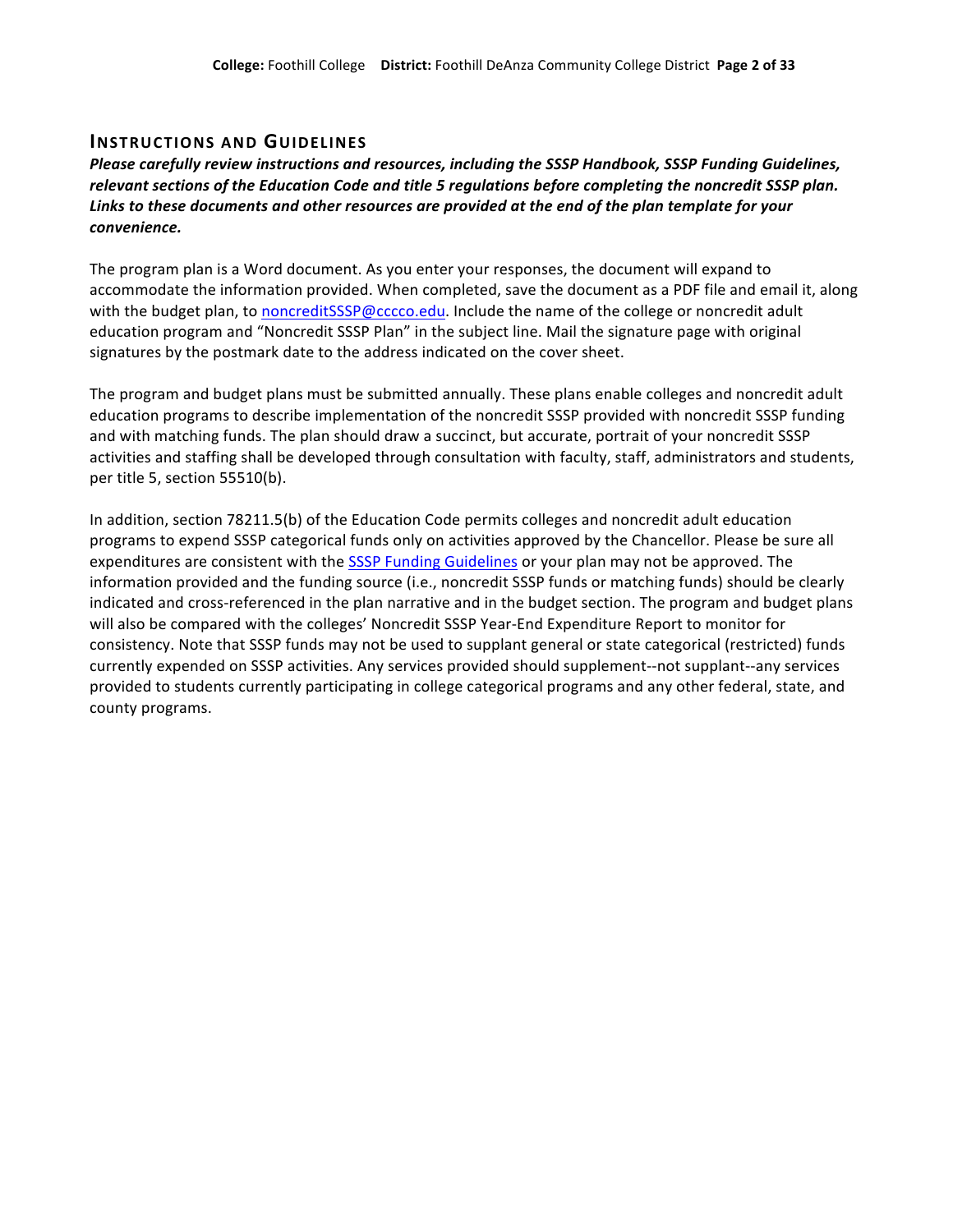## Instructions and Guidelines

***Please carefully review instructions and resources, including the SSSP Handbook, SSSP Funding Guidelines, relevant sections of the Education Code and title 5 regulations before completing the noncredit SSSP plan. Links to these documents and other resources are provided at the end of the plan template for your convenience.***

The program plan is a Word document. As you enter your responses, the document will expand to accommodate the information provided. When completed, save the document as a PDF file and email it, along with the budget plan, to noncreditSSSP@cccco.edu. Include the name of the college or noncredit adult education program and "Noncredit SSSP Plan" in the subject line. Mail the signature page with original signatures by the postmark date to the address indicated on the cover sheet.

The program and budget plans must be submitted annually. These plans enable colleges and noncredit adult education programs to describe implementation of the noncredit SSSP provided with noncredit SSSP funding and with matching funds. The plan should draw a succinct, but accurate, portrait of your noncredit SSSP activities and staffing shall be developed through consultation with faculty, staff, administrators and students, per title 5, section 55510(b).

In addition, section 78211.5(b) of the Education Code permits colleges and noncredit adult education programs to expend SSSP categorical funds only on activities approved by the Chancellor. Please be sure all expenditures are consistent with the SSSP Funding Guidelines or your plan may not be approved. The information provided and the funding source (i.e., noncredit SSSP funds or matching funds) should be clearly indicated and cross-referenced in the plan narrative and in the budget section. The program and budget plans will also be compared with the colleges' Noncredit SSSP Year-End Expenditure Report to monitor for consistency. Note that SSSP funds may not be used to supplant general or state categorical (restricted) funds currently expended on SSSP activities. Any services provided should supplement--not supplant--any services provided to students currently participating in college categorical programs and any other federal, state, and county programs.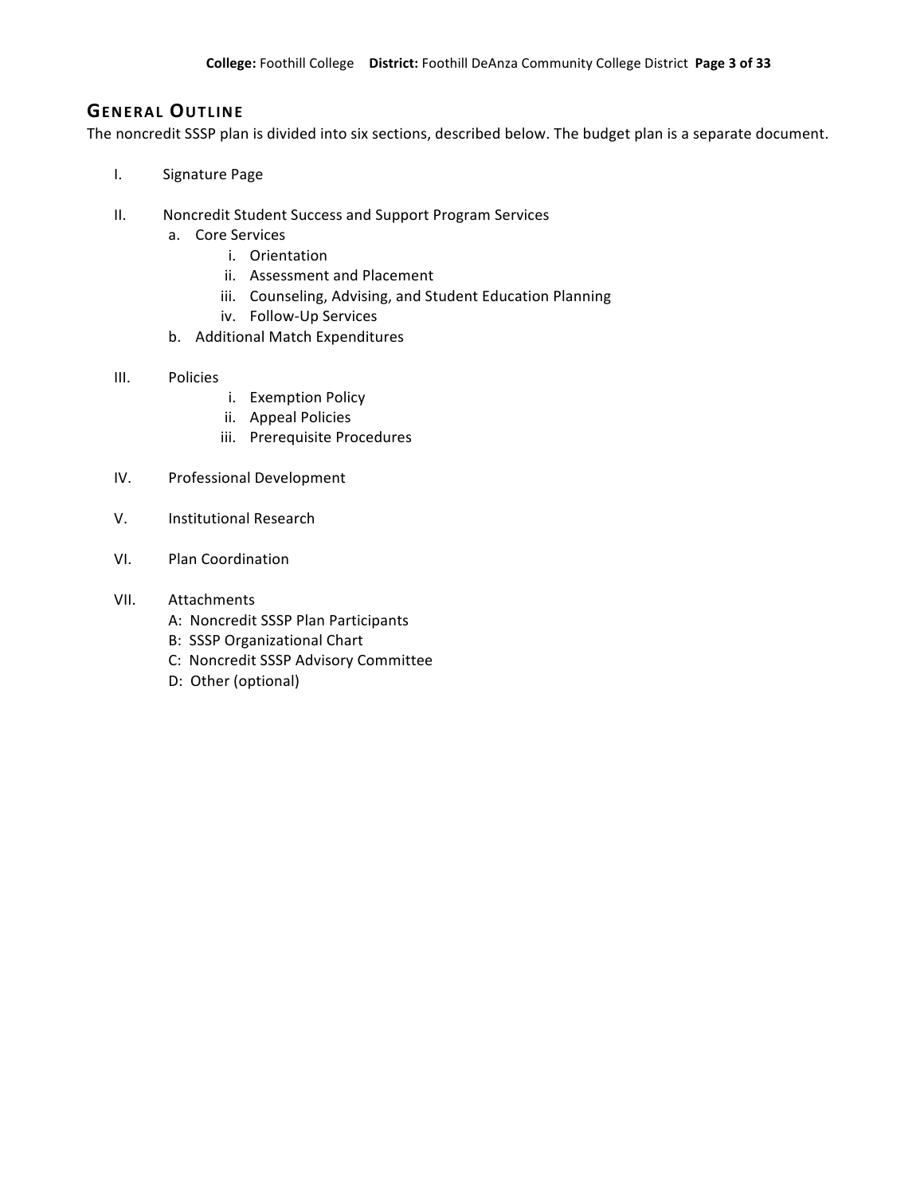## General Outline

The noncredit SSSP plan is divided into six sections, described below. The budget plan is a separate document.

I. Signature Page

II. Noncredit Student Success and Support Program Services
   a. Core Services
      i. Orientation
      ii. Assessment and Placement
      iii. Counseling, Advising, and Student Education Planning
      iv. Follow-Up Services
   b. Additional Match Expenditures

III. Policies
      i. Exemption Policy
      ii. Appeal Policies
      iii. Prerequisite Procedures

IV. Professional Development

V. Institutional Research

VI. Plan Coordination

VII. Attachments
   A: Noncredit SSSP Plan Participants
   B: SSSP Organizational Chart
   C: Noncredit SSSP Advisory Committee
   D: Other (optional)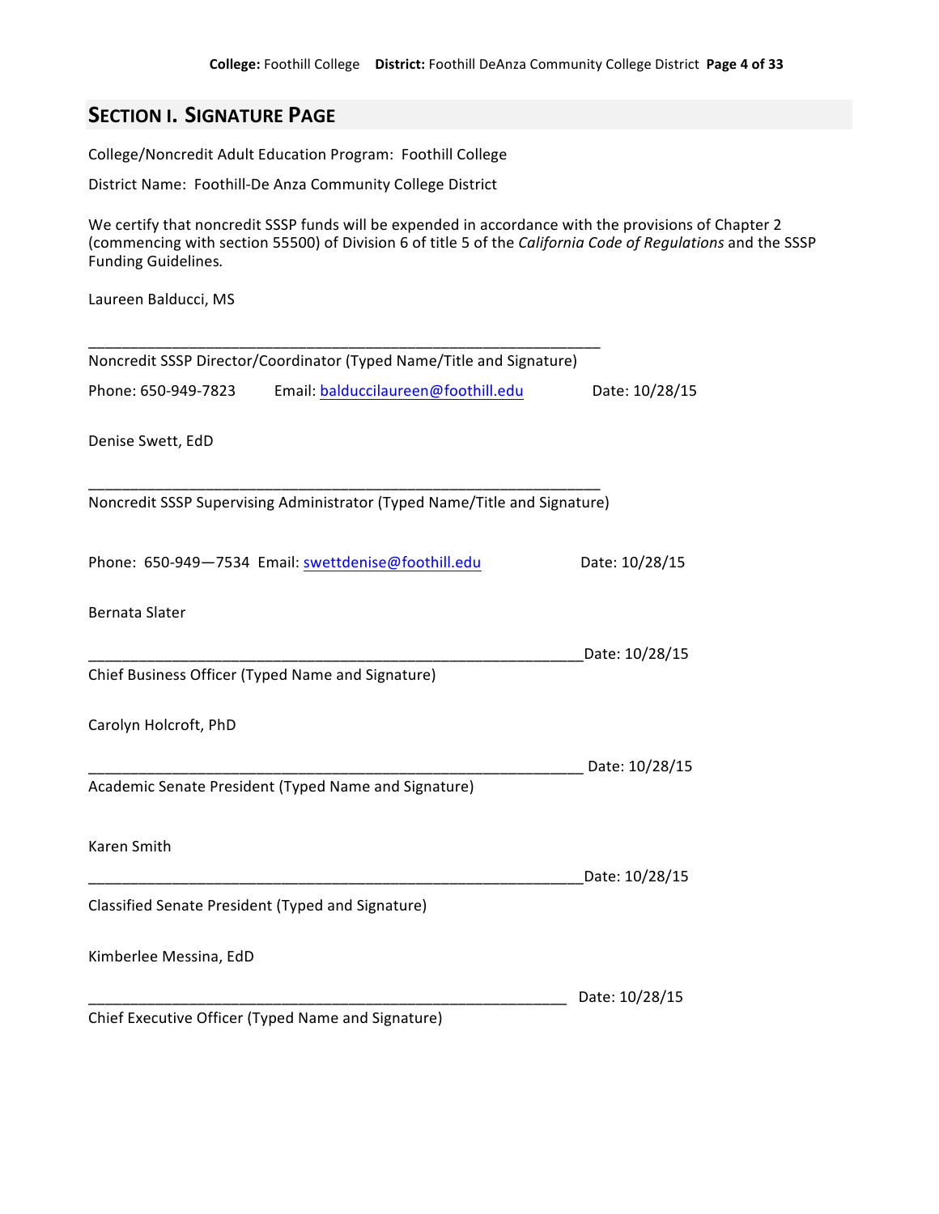## SECTION I. SIGNATURE PAGE

College/Noncredit Adult Education Program: Foothill College

District Name: Foothill-De Anza Community College District

We certify that noncredit SSSP funds will be expended in accordance with the provisions of Chapter 2 (commencing with section 55500) of Division 6 of title 5 of the *California Code of Regulations* and the SSSP Funding Guidelines.

Laureen Balducci, MS

______________________________________________________________

Noncredit SSSP Director/Coordinator (Typed Name/Title and Signature)

Phone: 650-949-7823 Email: balduccilaureen@foothill.edu Date: 10/28/15

Denise Swett, EdD

______________________________________________________________

Noncredit SSSP Supervising Administrator (Typed Name/Title and Signature)

Phone: 650-949—7534 Email: swettdenise@foothill.edu Date: 10/28/15

Bernata Slater

______________________________________________________________ Date: 10/28/15

Chief Business Officer (Typed Name and Signature)

Carolyn Holcroft, PhD

______________________________________________________________ Date: 10/28/15

Academic Senate President (Typed Name and Signature)

Karen Smith

______________________________________________________________ Date: 10/28/15

Classified Senate President (Typed and Signature)

Kimberlee Messina, EdD

______________________________________________________________ Date: 10/28/15

Chief Executive Officer (Typed Name and Signature)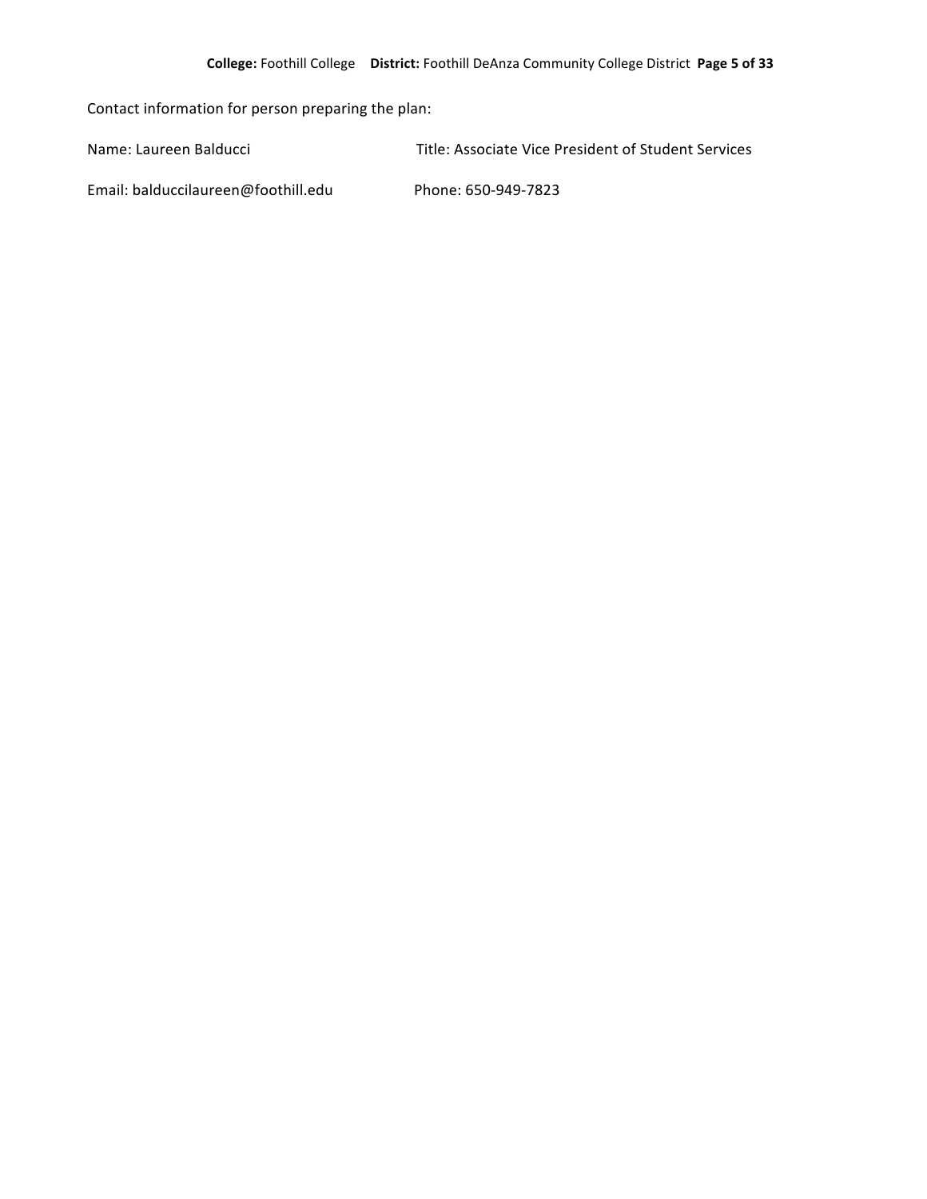Contact information for person preparing the plan:

Name: Laureen Balducci Title: Associate Vice President of Student Services

Email: balduccilaureen@foothill.edu Phone: 650-949-7823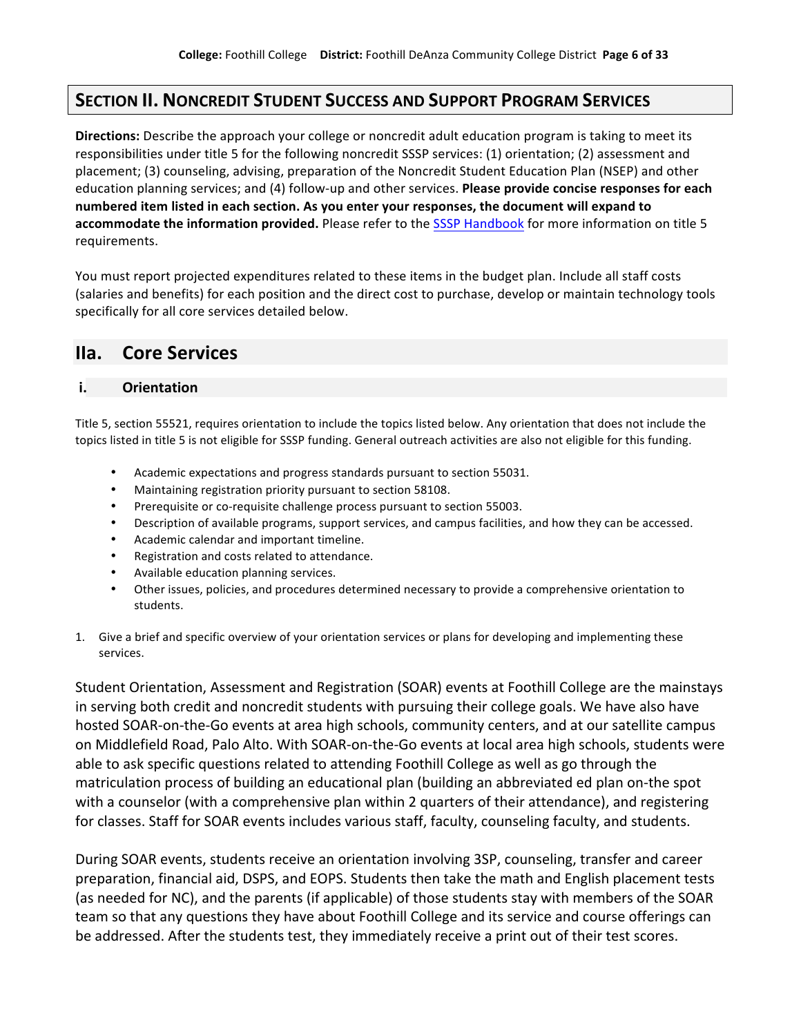## SECTION II. NONCREDIT STUDENT SUCCESS AND SUPPORT PROGRAM SERVICES

**Directions:** Describe the approach your college or noncredit adult education program is taking to meet its responsibilities under title 5 for the following noncredit SSSP services: (1) orientation; (2) assessment and placement; (3) counseling, advising, preparation of the Noncredit Student Education Plan (NSEP) and other education planning services; and (4) follow-up and other services. **Please provide concise responses for each numbered item listed in each section. As you enter your responses, the document will expand to accommodate the information provided.** Please refer to the SSSP Handbook for more information on title 5 requirements.

You must report projected expenditures related to these items in the budget plan. Include all staff costs (salaries and benefits) for each position and the direct cost to purchase, develop or maintain technology tools specifically for all core services detailed below.

## IIa. Core Services

### i. Orientation

Title 5, section 55521, requires orientation to include the topics listed below. Any orientation that does not include the topics listed in title 5 is not eligible for SSSP funding. General outreach activities are also not eligible for this funding.

- Academic expectations and progress standards pursuant to section 55031.
- Maintaining registration priority pursuant to section 58108.
- Prerequisite or co-requisite challenge process pursuant to section 55003.
- Description of available programs, support services, and campus facilities, and how they can be accessed.
- Academic calendar and important timeline.
- Registration and costs related to attendance.
- Available education planning services.
- Other issues, policies, and procedures determined necessary to provide a comprehensive orientation to students.

1. Give a brief and specific overview of your orientation services or plans for developing and implementing these services.

Student Orientation, Assessment and Registration (SOAR) events at Foothill College are the mainstays in serving both credit and noncredit students with pursuing their college goals. We have also have hosted SOAR-on-the-Go events at area high schools, community centers, and at our satellite campus on Middlefield Road, Palo Alto. With SOAR-on-the-Go events at local area high schools, students were able to ask specific questions related to attending Foothill College as well as go through the matriculation process of building an educational plan (building an abbreviated ed plan on-the spot with a counselor (with a comprehensive plan within 2 quarters of their attendance), and registering for classes. Staff for SOAR events includes various staff, faculty, counseling faculty, and students.

During SOAR events, students receive an orientation involving 3SP, counseling, transfer and career preparation, financial aid, DSPS, and EOPS. Students then take the math and English placement tests (as needed for NC), and the parents (if applicable) of those students stay with members of the SOAR team so that any questions they have about Foothill College and its service and course offerings can be addressed. After the students test, they immediately receive a print out of their test scores.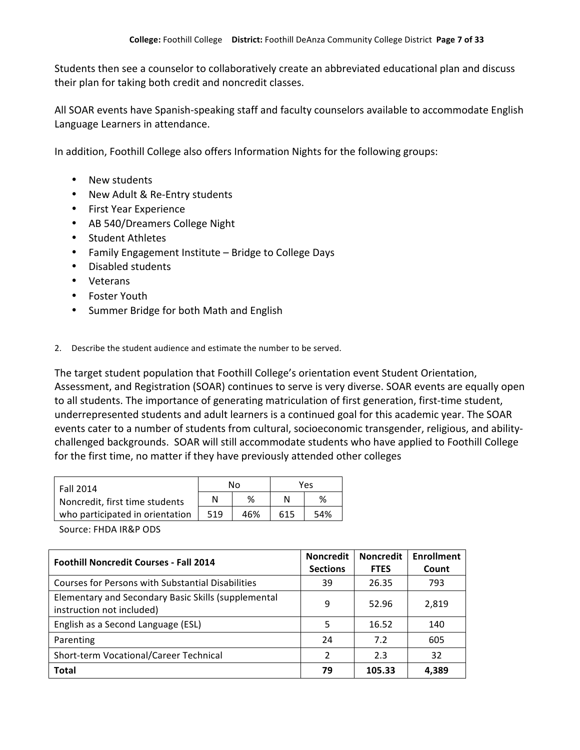Students then see a counselor to collaboratively create an abbreviated educational plan and discuss their plan for taking both credit and noncredit classes.

All SOAR events have Spanish-speaking staff and faculty counselors available to accommodate English Language Learners in attendance.

In addition, Foothill College also offers Information Nights for the following groups:

- New students
- New Adult & Re-Entry students
- First Year Experience
- AB 540/Dreamers College Night
- Student Athletes
- Family Engagement Institute – Bridge to College Days
- Disabled students
- Veterans
- Foster Youth
- Summer Bridge for both Math and English

2. Describe the student audience and estimate the number to be served.

The target student population that Foothill College's orientation event Student Orientation, Assessment, and Registration (SOAR) continues to serve is very diverse. SOAR events are equally open to all students. The importance of generating matriculation of first generation, first-time student, underrepresented students and adult learners is a continued goal for this academic year. The SOAR events cater to a number of students from cultural, socioeconomic transgender, religious, and ability-challenged backgrounds. SOAR will still accommodate students who have applied to Foothill College for the first time, no matter if they have previously attended other colleges

| Fall 2014 Noncredit, first time students who participated in orientation | No | | Yes | |
|---|---|---|---|---|
| | N | % | N | % |
| | 519 | 46% | 615 | 54% |

Source: FHDA IR&P ODS

| **Foothill Noncredit Courses - Fall 2014** | **Noncredit Sections** | **Noncredit FTES** | **Enrollment Count** |
|---|---|---|---|
| Courses for Persons with Substantial Disabilities | 39 | 26.35 | 793 |
| Elementary and Secondary Basic Skills (supplemental instruction not included) | 9 | 52.96 | 2,819 |
| English as a Second Language (ESL) | 5 | 16.52 | 140 |
| Parenting | 24 | 7.2 | 605 |
| Short-term Vocational/Career Technical | 2 | 2.3 | 32 |
| **Total** | **79** | **105.33** | **4,389** |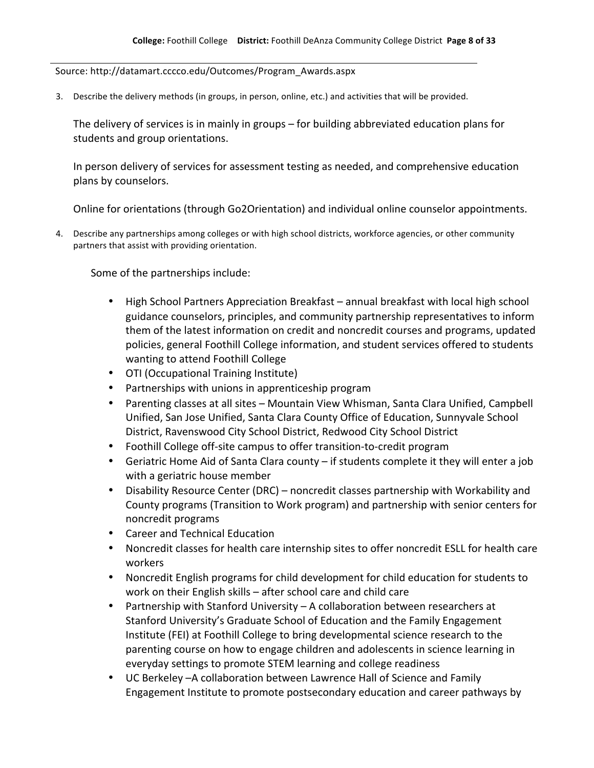Source: http://datamart.cccco.edu/Outcomes/Program_Awards.aspx

3. Describe the delivery methods (in groups, in person, online, etc.) and activities that will be provided.

   The delivery of services is in mainly in groups – for building abbreviated education plans for students and group orientations.

   In person delivery of services for assessment testing as needed, and comprehensive education plans by counselors.

   Online for orientations (through Go2Orientation) and individual online counselor appointments.

4. Describe any partnerships among colleges or with high school districts, workforce agencies, or other community partners that assist with providing orientation.

   Some of the partnerships include:

   - High School Partners Appreciation Breakfast – annual breakfast with local high school guidance counselors, principles, and community partnership representatives to inform them of the latest information on credit and noncredit courses and programs, updated policies, general Foothill College information, and student services offered to students wanting to attend Foothill College
   - OTI (Occupational Training Institute)
   - Partnerships with unions in apprenticeship program
   - Parenting classes at all sites – Mountain View Whisman, Santa Clara Unified, Campbell Unified, San Jose Unified, Santa Clara County Office of Education, Sunnyvale School District, Ravenswood City School District, Redwood City School District
   - Foothill College off-site campus to offer transition-to-credit program
   - Geriatric Home Aid of Santa Clara county – if students complete it they will enter a job with a geriatric house member
   - Disability Resource Center (DRC) – noncredit classes partnership with Workability and County programs (Transition to Work program) and partnership with senior centers for noncredit programs
   - Career and Technical Education
   - Noncredit classes for health care internship sites to offer noncredit ESLL for health care workers
   - Noncredit English programs for child development for child education for students to work on their English skills – after school care and child care
   - Partnership with Stanford University – A collaboration between researchers at Stanford University's Graduate School of Education and the Family Engagement Institute (FEI) at Foothill College to bring developmental science research to the parenting course on how to engage children and adolescents in science learning in everyday settings to promote STEM learning and college readiness
   - UC Berkeley –A collaboration between Lawrence Hall of Science and Family Engagement Institute to promote postsecondary education and career pathways by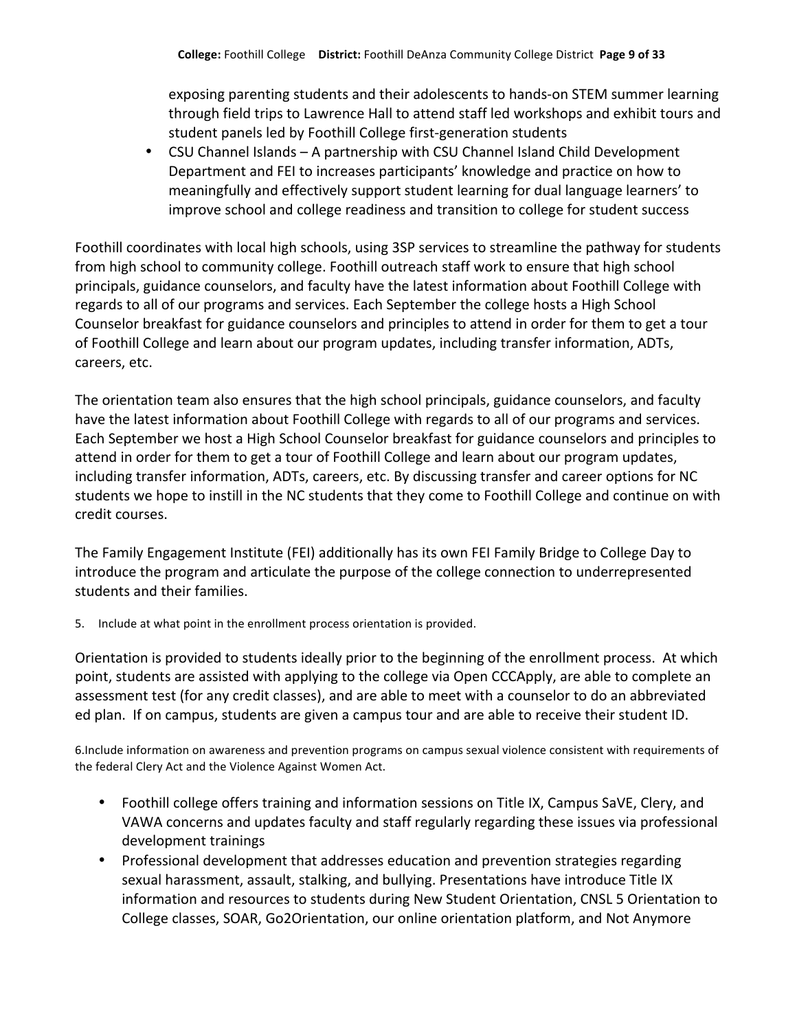exposing parenting students and their adolescents to hands-on STEM summer learning through field trips to Lawrence Hall to attend staff led workshops and exhibit tours and student panels led by Foothill College first-generation students
- CSU Channel Islands – A partnership with CSU Channel Island Child Development Department and FEI to increases participants' knowledge and practice on how to meaningfully and effectively support student learning for dual language learners' to improve school and college readiness and transition to college for student success

Foothill coordinates with local high schools, using 3SP services to streamline the pathway for students from high school to community college. Foothill outreach staff work to ensure that high school principals, guidance counselors, and faculty have the latest information about Foothill College with regards to all of our programs and services. Each September the college hosts a High School Counselor breakfast for guidance counselors and principles to attend in order for them to get a tour of Foothill College and learn about our program updates, including transfer information, ADTs, careers, etc.

The orientation team also ensures that the high school principals, guidance counselors, and faculty have the latest information about Foothill College with regards to all of our programs and services. Each September we host a High School Counselor breakfast for guidance counselors and principles to attend in order for them to get a tour of Foothill College and learn about our program updates, including transfer information, ADTs, careers, etc. By discussing transfer and career options for NC students we hope to instill in the NC students that they come to Foothill College and continue on with credit courses.

The Family Engagement Institute (FEI) additionally has its own FEI Family Bridge to College Day to introduce the program and articulate the purpose of the college connection to underrepresented students and their families.

5. Include at what point in the enrollment process orientation is provided.

Orientation is provided to students ideally prior to the beginning of the enrollment process. At which point, students are assisted with applying to the college via Open CCCApply, are able to complete an assessment test (for any credit classes), and are able to meet with a counselor to do an abbreviated ed plan. If on campus, students are given a campus tour and are able to receive their student ID.

6.Include information on awareness and prevention programs on campus sexual violence consistent with requirements of the federal Clery Act and the Violence Against Women Act.

- Foothill college offers training and information sessions on Title IX, Campus SaVE, Clery, and VAWA concerns and updates faculty and staff regularly regarding these issues via professional development trainings
- Professional development that addresses education and prevention strategies regarding sexual harassment, assault, stalking, and bullying. Presentations have introduce Title IX information and resources to students during New Student Orientation, CNSL 5 Orientation to College classes, SOAR, Go2Orientation, our online orientation platform, and Not Anymore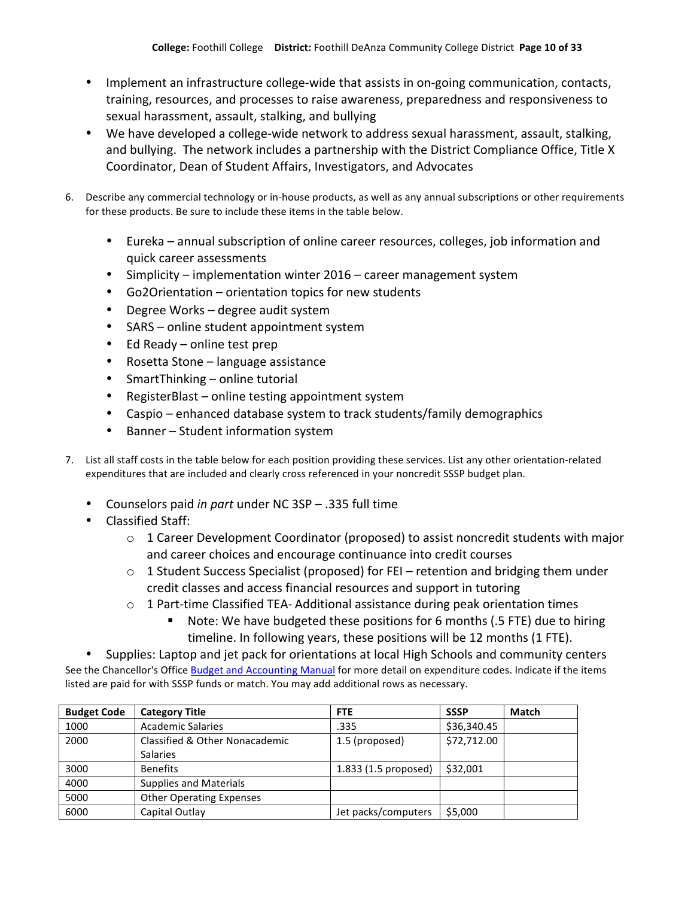- Implement an infrastructure college-wide that assists in on-going communication, contacts, training, resources, and processes to raise awareness, preparedness and responsiveness to sexual harassment, assault, stalking, and bullying
- We have developed a college-wide network to address sexual harassment, assault, stalking, and bullying. The network includes a partnership with the District Compliance Office, Title X Coordinator, Dean of Student Affairs, Investigators, and Advocates

6. Describe any commercial technology or in-house products, as well as any annual subscriptions or other requirements for these products. Be sure to include these items in the table below.

   - Eureka – annual subscription of online career resources, colleges, job information and quick career assessments
   - Simplicity – implementation winter 2016 – career management system
   - Go2Orientation – orientation topics for new students
   - Degree Works – degree audit system
   - SARS – online student appointment system
   - Ed Ready – online test prep
   - Rosetta Stone – language assistance
   - SmartThinking – online tutorial
   - RegisterBlast – online testing appointment system
   - Caspio – enhanced database system to track students/family demographics
   - Banner – Student information system

7. List all staff costs in the table below for each position providing these services. List any other orientation-related expenditures that are included and clearly cross referenced in your noncredit SSSP budget plan.

- Counselors paid *in part* under NC 3SP – .335 full time
- Classified Staff:
  - 1 Career Development Coordinator (proposed) to assist noncredit students with major and career choices and encourage continuance into credit courses
  - 1 Student Success Specialist (proposed) for FEI – retention and bridging them under credit classes and access financial resources and support in tutoring
  - 1 Part-time Classified TEA- Additional assistance during peak orientation times
    - Note: We have budgeted these positions for 6 months (.5 FTE) due to hiring timeline. In following years, these positions will be 12 months (1 FTE).
- Supplies: Laptop and jet pack for orientations at local High Schools and community centers

See the Chancellor's Office Budget and Accounting Manual for more detail on expenditure codes. Indicate if the items listed are paid for with SSSP funds or match. You may add additional rows as necessary.

| Budget Code | Category Title | FTE | SSSP | Match |
|---|---|---|---|---|
| 1000 | Academic Salaries | .335 | $36,340.45 | |
| 2000 | Classified & Other Nonacademic Salaries | 1.5 (proposed) | $72,712.00 | |
| 3000 | Benefits | 1.833 (1.5 proposed) | $32,001 | |
| 4000 | Supplies and Materials | | | |
| 5000 | Other Operating Expenses | | | |
| 6000 | Capital Outlay | Jet packs/computers | $5,000 | |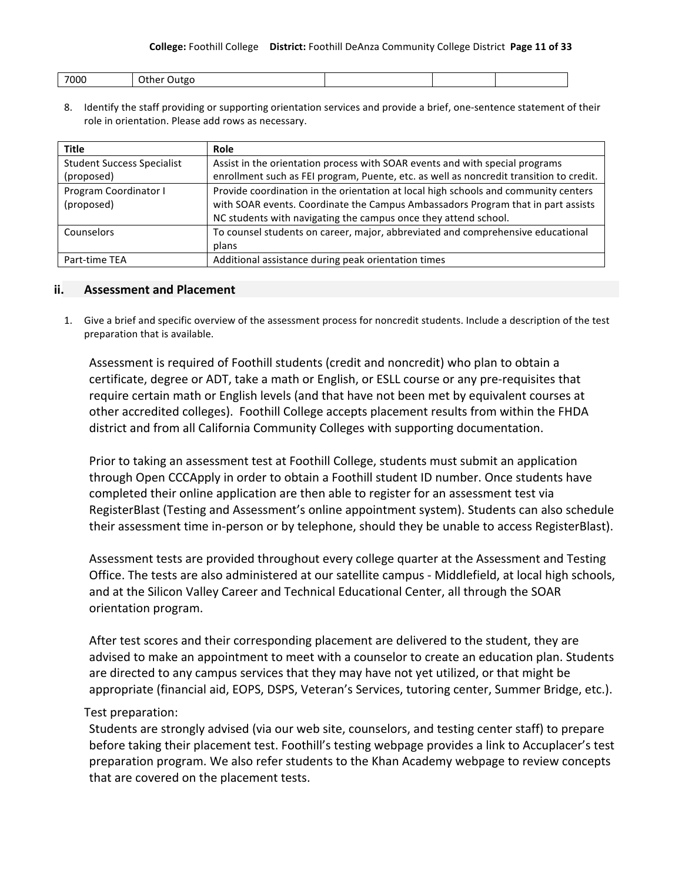| 7000 | Other Outgo | | | |
|---|---|---|---|---|

8. Identify the staff providing or supporting orientation services and provide a brief, one-sentence statement of their role in orientation. Please add rows as necessary.

| Title | Role |
|---|---|
| Student Success Specialist (proposed) | Assist in the orientation process with SOAR events and with special programs enrollment such as FEI program, Puente, etc. as well as noncredit transition to credit. |
| Program Coordinator I (proposed) | Provide coordination in the orientation at local high schools and community centers with SOAR events. Coordinate the Campus Ambassadors Program that in part assists NC students with navigating the campus once they attend school. |
| Counselors | To counsel students on career, major, abbreviated and comprehensive educational plans |
| Part-time TEA | Additional assistance during peak orientation times |

## ii. Assessment and Placement

1. Give a brief and specific overview of the assessment process for noncredit students. Include a description of the test preparation that is available.

Assessment is required of Foothill students (credit and noncredit) who plan to obtain a certificate, degree or ADT, take a math or English, or ESLL course or any pre-requisites that require certain math or English levels (and that have not been met by equivalent courses at other accredited colleges). Foothill College accepts placement results from within the FHDA district and from all California Community Colleges with supporting documentation.

Prior to taking an assessment test at Foothill College, students must submit an application through Open CCCApply in order to obtain a Foothill student ID number. Once students have completed their online application are then able to register for an assessment test via RegisterBlast (Testing and Assessment's online appointment system). Students can also schedule their assessment time in-person or by telephone, should they be unable to access RegisterBlast).

Assessment tests are provided throughout every college quarter at the Assessment and Testing Office. The tests are also administered at our satellite campus - Middlefield, at local high schools, and at the Silicon Valley Career and Technical Educational Center, all through the SOAR orientation program.

After test scores and their corresponding placement are delivered to the student, they are advised to make an appointment to meet with a counselor to create an education plan. Students are directed to any campus services that they may have not yet utilized, or that might be appropriate (financial aid, EOPS, DSPS, Veteran's Services, tutoring center, Summer Bridge, etc.).

Test preparation:

Students are strongly advised (via our web site, counselors, and testing center staff) to prepare before taking their placement test. Foothill's testing webpage provides a link to Accuplacer's test preparation program. We also refer students to the Khan Academy webpage to review concepts that are covered on the placement tests.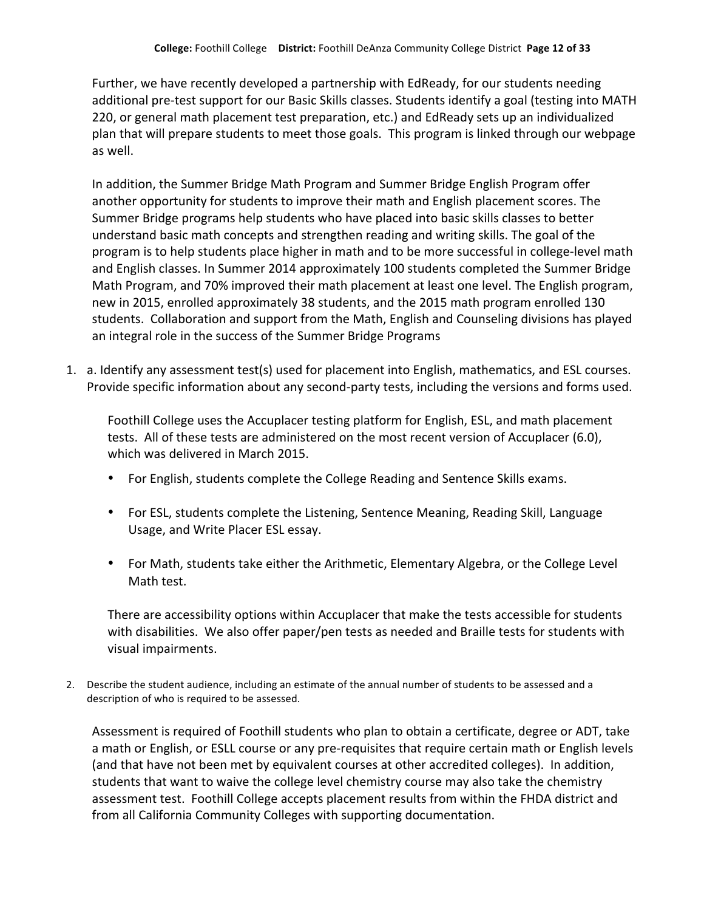Further, we have recently developed a partnership with EdReady, for our students needing additional pre-test support for our Basic Skills classes. Students identify a goal (testing into MATH 220, or general math placement test preparation, etc.) and EdReady sets up an individualized plan that will prepare students to meet those goals. This program is linked through our webpage as well.

In addition, the Summer Bridge Math Program and Summer Bridge English Program offer another opportunity for students to improve their math and English placement scores. The Summer Bridge programs help students who have placed into basic skills classes to better understand basic math concepts and strengthen reading and writing skills. The goal of the program is to help students place higher in math and to be more successful in college-level math and English classes. In Summer 2014 approximately 100 students completed the Summer Bridge Math Program, and 70% improved their math placement at least one level. The English program, new in 2015, enrolled approximately 38 students, and the 2015 math program enrolled 130 students. Collaboration and support from the Math, English and Counseling divisions has played an integral role in the success of the Summer Bridge Programs

1. a. Identify any assessment test(s) used for placement into English, mathematics, and ESL courses. Provide specific information about any second-party tests, including the versions and forms used.

   Foothill College uses the Accuplacer testing platform for English, ESL, and math placement tests. All of these tests are administered on the most recent version of Accuplacer (6.0), which was delivered in March 2015.

   - For English, students complete the College Reading and Sentence Skills exams.
   - For ESL, students complete the Listening, Sentence Meaning, Reading Skill, Language Usage, and Write Placer ESL essay.
   - For Math, students take either the Arithmetic, Elementary Algebra, or the College Level Math test.

   There are accessibility options within Accuplacer that make the tests accessible for students with disabilities. We also offer paper/pen tests as needed and Braille tests for students with visual impairments.

2. Describe the student audience, including an estimate of the annual number of students to be assessed and a description of who is required to be assessed.

   Assessment is required of Foothill students who plan to obtain a certificate, degree or ADT, take a math or English, or ESLL course or any pre-requisites that require certain math or English levels (and that have not been met by equivalent courses at other accredited colleges). In addition, students that want to waive the college level chemistry course may also take the chemistry assessment test. Foothill College accepts placement results from within the FHDA district and from all California Community Colleges with supporting documentation.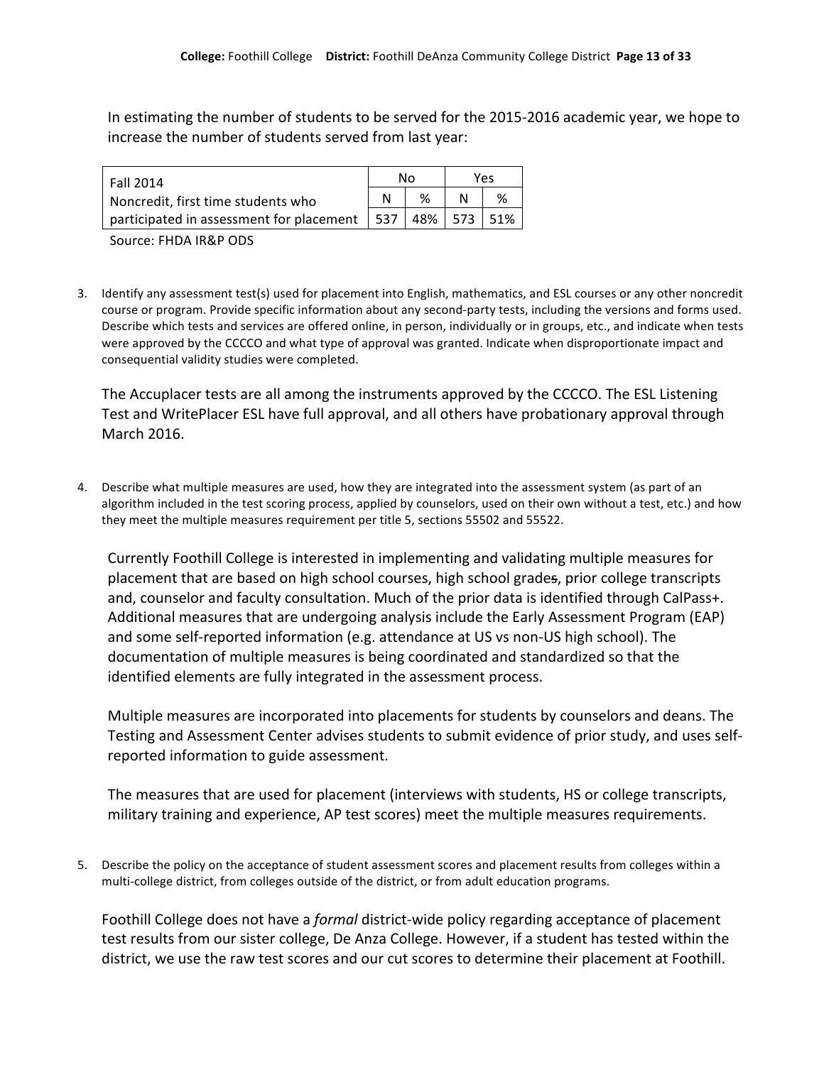In estimating the number of students to be served for the 2015-2016 academic year, we hope to increase the number of students served from last year:

| Fall 2014 | No | | Yes | |
|---|---|---|---|---|
| Noncredit, first time students who | N | % | N | % |
| participated in assessment for placement | 537 | 48% | 573 | 51% |

Source: FHDA IR&P ODS

3. Identify any assessment test(s) used for placement into English, mathematics, and ESL courses or any other noncredit course or program. Provide specific information about any second-party tests, including the versions and forms used. Describe which tests and services are offered online, in person, individually or in groups, etc., and indicate when tests were approved by the CCCCO and what type of approval was granted. Indicate when disproportionate impact and consequential validity studies were completed.

The Accuplacer tests are all among the instruments approved by the CCCCO. The ESL Listening Test and WritePlacer ESL have full approval, and all others have probationary approval through March 2016.

4. Describe what multiple measures are used, how they are integrated into the assessment system (as part of an algorithm included in the test scoring process, applied by counselors, used on their own without a test, etc.) and how they meet the multiple measures requirement per title 5, sections 55502 and 55522.

Currently Foothill College is interested in implementing and validating multiple measures for placement that are based on high school courses, high school grade~~s~~, prior college transcripts and, counselor and faculty consultation. Much of the prior data is identified through CalPass+. Additional measures that are undergoing analysis include the Early Assessment Program (EAP) and some self-reported information (e.g. attendance at US vs non-US high school). The documentation of multiple measures is being coordinated and standardized so that the identified elements are fully integrated in the assessment process.

Multiple measures are incorporated into placements for students by counselors and deans. The Testing and Assessment Center advises students to submit evidence of prior study, and uses self-reported information to guide assessment.

The measures that are used for placement (interviews with students, HS or college transcripts, military training and experience, AP test scores) meet the multiple measures requirements.

5. Describe the policy on the acceptance of student assessment scores and placement results from colleges within a multi-college district, from colleges outside of the district, or from adult education programs.

Foothill College does not have a *formal* district-wide policy regarding acceptance of placement test results from our sister college, De Anza College. However, if a student has tested within the district, we use the raw test scores and our cut scores to determine their placement at Foothill.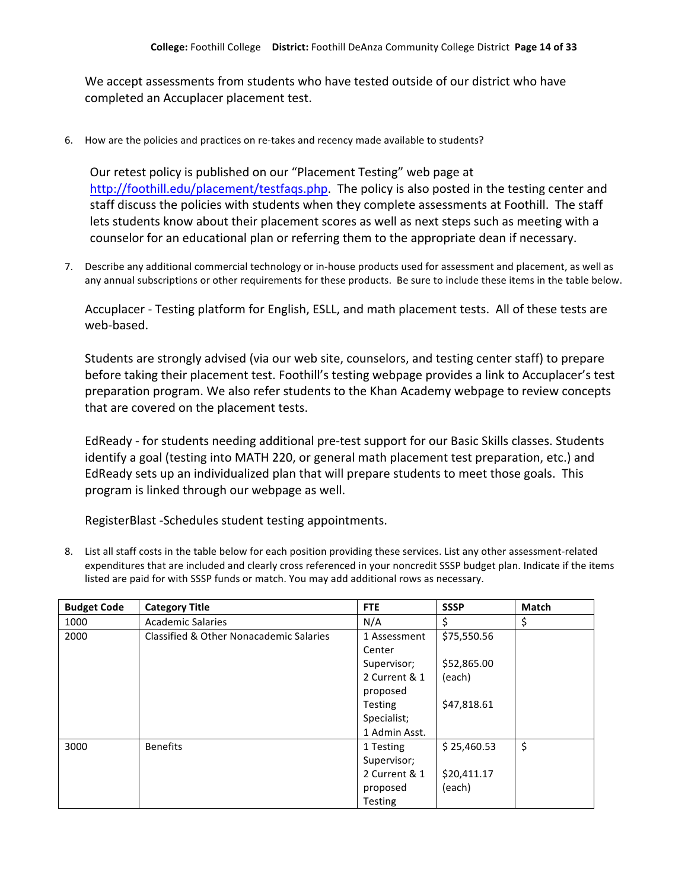We accept assessments from students who have tested outside of our district who have completed an Accuplacer placement test.

6. How are the policies and practices on re-takes and recency made available to students?

   Our retest policy is published on our "Placement Testing" web page at http://foothill.edu/placement/testfaqs.php. The policy is also posted in the testing center and staff discuss the policies with students when they complete assessments at Foothill. The staff lets students know about their placement scores as well as next steps such as meeting with a counselor for an educational plan or referring them to the appropriate dean if necessary.

7. Describe any additional commercial technology or in-house products used for assessment and placement, as well as any annual subscriptions or other requirements for these products. Be sure to include these items in the table below.

   Accuplacer - Testing platform for English, ESLL, and math placement tests. All of these tests are web-based.

   Students are strongly advised (via our web site, counselors, and testing center staff) to prepare before taking their placement test. Foothill's testing webpage provides a link to Accuplacer's test preparation program. We also refer students to the Khan Academy webpage to review concepts that are covered on the placement tests.

   EdReady - for students needing additional pre-test support for our Basic Skills classes. Students identify a goal (testing into MATH 220, or general math placement test preparation, etc.) and EdReady sets up an individualized plan that will prepare students to meet those goals. This program is linked through our webpage as well.

   RegisterBlast -Schedules student testing appointments.

8. List all staff costs in the table below for each position providing these services. List any other assessment-related expenditures that are included and clearly cross referenced in your noncredit SSSP budget plan. Indicate if the items listed are paid for with SSSP funds or match. You may add additional rows as necessary.

| Budget Code | Category Title | FTE | SSSP | Match |
|---|---|---|---|---|
| 1000 | Academic Salaries | N/A | $ | $ |
| 2000 | Classified & Other Nonacademic Salaries | 1 Assessment Center Supervisor; 2 Current & 1 proposed Testing Specialist; 1 Admin Asst. | $75,550.56<br><br>$52,865.00 (each)<br><br>$47,818.61 | |
| 3000 | Benefits | 1 Testing Supervisor; 2 Current & 1 proposed Testing | $ 25,460.53<br><br>$20,411.17 (each) | $ |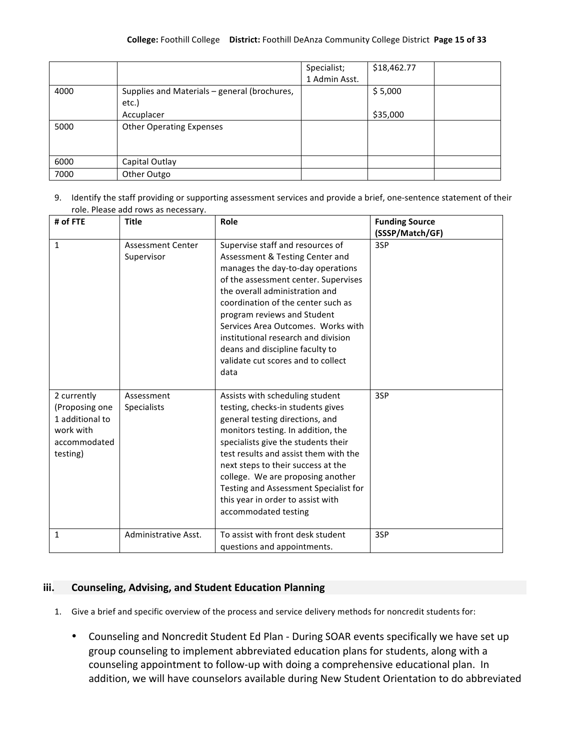| | | Specialist; 1 Admin Asst. | $18,462.77 | |
|---|---|---|---|---|
| 4000 | Supplies and Materials – general (brochures, etc.)<br>Accuplacer | | $ 5,000<br><br>$35,000 | |
| 5000 | Other Operating Expenses | | | |
| 6000 | Capital Outlay | | | |
| 7000 | Other Outgo | | | |

9. Identify the staff providing or supporting assessment services and provide a brief, one-sentence statement of their role. Please add rows as necessary.

| # of FTE | Title | Role | Funding Source (SSSP/Match/GF) |
|---|---|---|---|
| 1 | Assessment Center Supervisor | Supervise staff and resources of Assessment & Testing Center and manages the day-to-day operations of the assessment center. Supervises the overall administration and coordination of the center such as program reviews and Student Services Area Outcomes. Works with institutional research and division deans and discipline faculty to validate cut scores and to collect data | 3SP |
| 2 currently (Proposing one 1 additional to work with accommodated testing) | Assessment Specialists | Assists with scheduling student testing, checks-in students gives general testing directions, and monitors testing. In addition, the specialists give the students their test results and assist them with the next steps to their success at the college. We are proposing another Testing and Assessment Specialist for this year in order to assist with accommodated testing | 3SP |
| 1 | Administrative Asst. | To assist with front desk student questions and appointments. | 3SP |

## iii. Counseling, Advising, and Student Education Planning

1. Give a brief and specific overview of the process and service delivery methods for noncredit students for:

- Counseling and Noncredit Student Ed Plan - During SOAR events specifically we have set up group counseling to implement abbreviated education plans for students, along with a counseling appointment to follow-up with doing a comprehensive educational plan. In addition, we will have counselors available during New Student Orientation to do abbreviated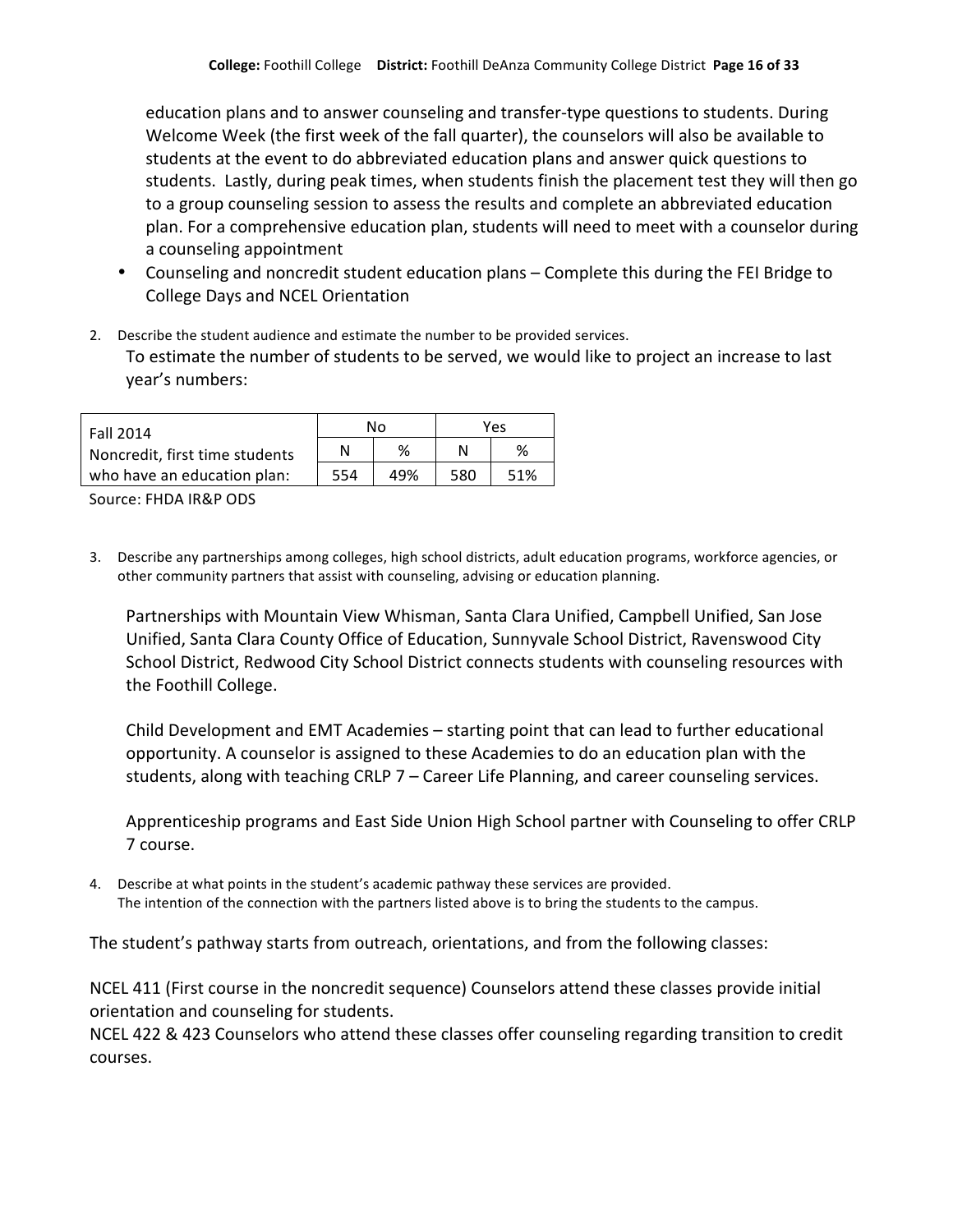education plans and to answer counseling and transfer-type questions to students. During Welcome Week (the first week of the fall quarter), the counselors will also be available to students at the event to do abbreviated education plans and answer quick questions to students. Lastly, during peak times, when students finish the placement test they will then go to a group counseling session to assess the results and complete an abbreviated education plan. For a comprehensive education plan, students will need to meet with a counselor during a counseling appointment

- Counseling and noncredit student education plans – Complete this during the FEI Bridge to College Days and NCEL Orientation

2. Describe the student audience and estimate the number to be provided services.

   To estimate the number of students to be served, we would like to project an increase to last year's numbers:

| Fall 2014 | No | | Yes | |
|---|---|---|---|---|
| Noncredit, first time students | N | % | N | % |
| who have an education plan: | 554 | 49% | 580 | 51% |

Source: FHDA IR&P ODS

3. Describe any partnerships among colleges, high school districts, adult education programs, workforce agencies, or other community partners that assist with counseling, advising or education planning.

   Partnerships with Mountain View Whisman, Santa Clara Unified, Campbell Unified, San Jose Unified, Santa Clara County Office of Education, Sunnyvale School District, Ravenswood City School District, Redwood City School District connects students with counseling resources with the Foothill College.

   Child Development and EMT Academies – starting point that can lead to further educational opportunity. A counselor is assigned to these Academies to do an education plan with the students, along with teaching CRLP 7 – Career Life Planning, and career counseling services.

   Apprenticeship programs and East Side Union High School partner with Counseling to offer CRLP 7 course.

4. Describe at what points in the student's academic pathway these services are provided.

   The intention of the connection with the partners listed above is to bring the students to the campus.

The student's pathway starts from outreach, orientations, and from the following classes:

NCEL 411 (First course in the noncredit sequence) Counselors attend these classes provide initial orientation and counseling for students.
NCEL 422 & 423 Counselors who attend these classes offer counseling regarding transition to credit courses.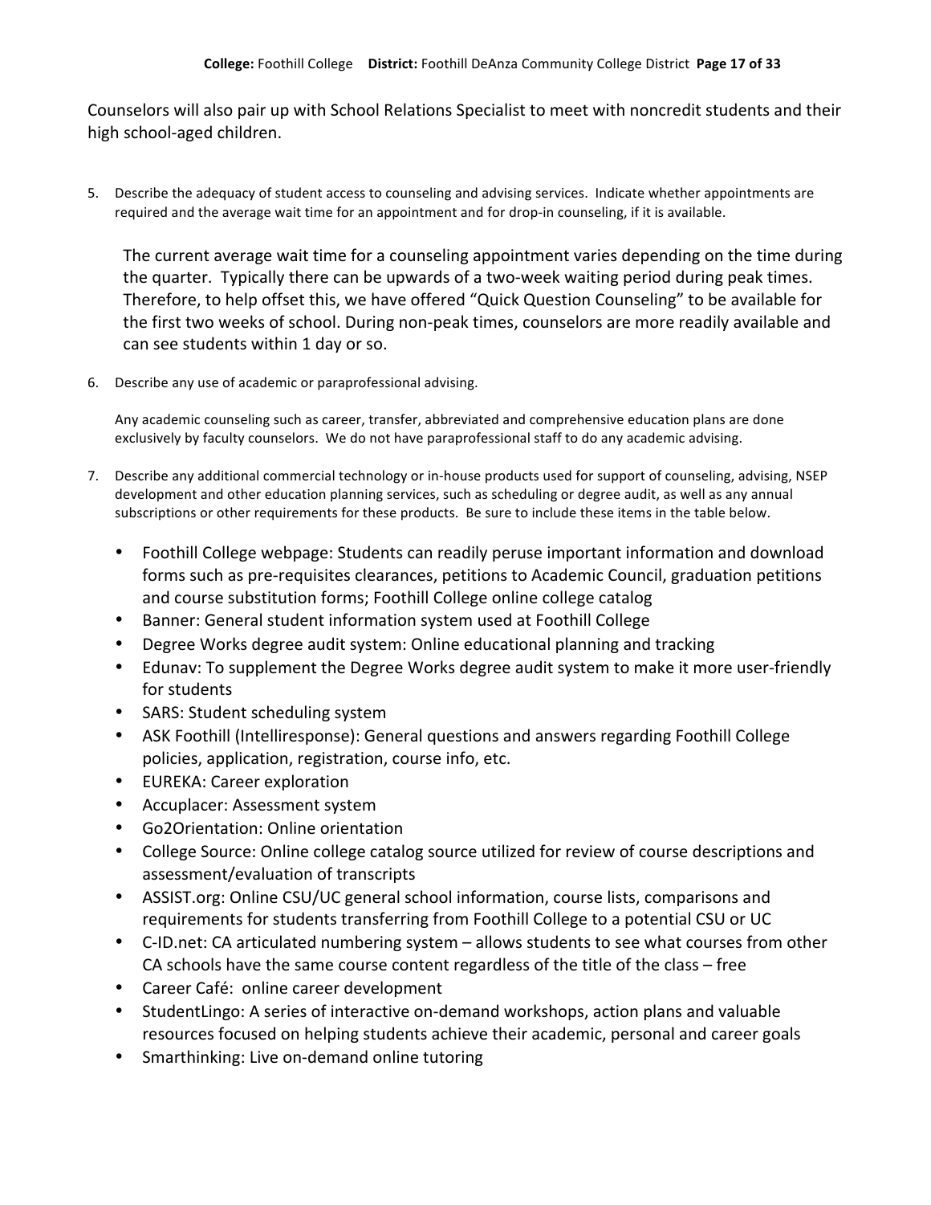Counselors will also pair up with School Relations Specialist to meet with noncredit students and their high school-aged children.

5. Describe the adequacy of student access to counseling and advising services. Indicate whether appointments are required and the average wait time for an appointment and for drop-in counseling, if it is available.

   The current average wait time for a counseling appointment varies depending on the time during the quarter. Typically there can be upwards of a two-week waiting period during peak times. Therefore, to help offset this, we have offered "Quick Question Counseling" to be available for the first two weeks of school. During non-peak times, counselors are more readily available and can see students within 1 day or so.

6. Describe any use of academic or paraprofessional advising.

   Any academic counseling such as career, transfer, abbreviated and comprehensive education plans are done exclusively by faculty counselors. We do not have paraprofessional staff to do any academic advising.

7. Describe any additional commercial technology or in-house products used for support of counseling, advising, NSEP development and other education planning services, such as scheduling or degree audit, as well as any annual subscriptions or other requirements for these products. Be sure to include these items in the table below.

   - Foothill College webpage: Students can readily peruse important information and download forms such as pre-requisites clearances, petitions to Academic Council, graduation petitions and course substitution forms; Foothill College online college catalog
   - Banner: General student information system used at Foothill College
   - Degree Works degree audit system: Online educational planning and tracking
   - Edunav: To supplement the Degree Works degree audit system to make it more user-friendly for students
   - SARS: Student scheduling system
   - ASK Foothill (Intelliresponse): General questions and answers regarding Foothill College policies, application, registration, course info, etc.
   - EUREKA: Career exploration
   - Accuplacer: Assessment system
   - Go2Orientation: Online orientation
   - College Source: Online college catalog source utilized for review of course descriptions and assessment/evaluation of transcripts
   - ASSIST.org: Online CSU/UC general school information, course lists, comparisons and requirements for students transferring from Foothill College to a potential CSU or UC
   - C-ID.net: CA articulated numbering system – allows students to see what courses from other CA schools have the same course content regardless of the title of the class – free
   - Career Café: online career development
   - StudentLingo: A series of interactive on-demand workshops, action plans and valuable resources focused on helping students achieve their academic, personal and career goals
   - Smarthinking: Live on-demand online tutoring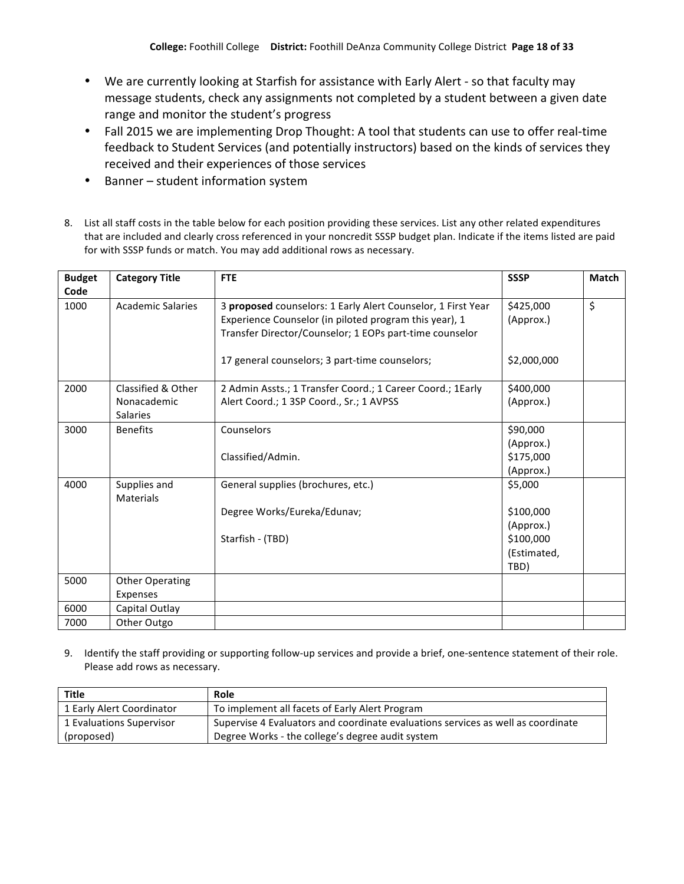- We are currently looking at Starfish for assistance with Early Alert - so that faculty may message students, check any assignments not completed by a student between a given date range and monitor the student's progress
- Fall 2015 we are implementing Drop Thought: A tool that students can use to offer real-time feedback to Student Services (and potentially instructors) based on the kinds of services they received and their experiences of those services
- Banner – student information system

8. List all staff costs in the table below for each position providing these services. List any other related expenditures that are included and clearly cross referenced in your noncredit SSSP budget plan. Indicate if the items listed are paid for with SSSP funds or match. You may add additional rows as necessary.

| Budget Code | Category Title | FTE | SSSP | Match |
|---|---|---|---|---|
| 1000 | Academic Salaries | 3 **proposed** counselors: 1 Early Alert Counselor, 1 First Year Experience Counselor (in piloted program this year), 1 Transfer Director/Counselor; 1 EOPs part-time counselor<br><br>17 general counselors; 3 part-time counselors; | $425,000 (Approx.)<br><br>$2,000,000 | $ |
| 2000 | Classified & Other Nonacademic Salaries | 2 Admin Assts.; 1 Transfer Coord.; 1 Career Coord.; 1Early Alert Coord.; 1 3SP Coord., Sr.; 1 AVPSS | $400,000 (Approx.) | |
| 3000 | Benefits | Counselors<br><br>Classified/Admin. | $90,000 (Approx.)<br>$175,000 (Approx.) | |
| 4000 | Supplies and Materials | General supplies (brochures, etc.)<br><br>Degree Works/Eureka/Edunav;<br><br>Starfish - (TBD) | $5,000<br><br>$100,000 (Approx.)<br>$100,000 (Estimated, TBD) | |
| 5000 | Other Operating Expenses | | | |
| 6000 | Capital Outlay | | | |
| 7000 | Other Outgo | | | |

9. Identify the staff providing or supporting follow-up services and provide a brief, one-sentence statement of their role. Please add rows as necessary.

| Title | Role |
|---|---|
| 1 Early Alert Coordinator | To implement all facets of Early Alert Program |
| 1 Evaluations Supervisor (proposed) | Supervise 4 Evaluators and coordinate evaluations services as well as coordinate Degree Works - the college's degree audit system |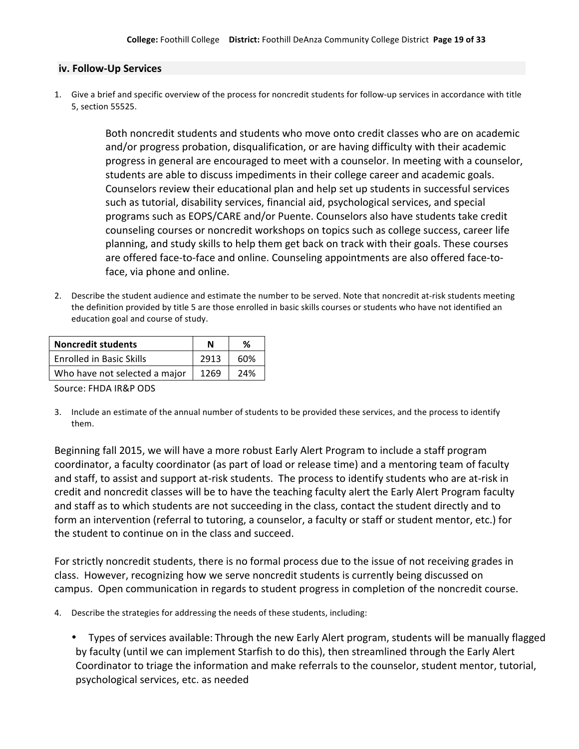### iv. Follow-Up Services

1. Give a brief and specific overview of the process for noncredit students for follow-up services in accordance with title 5, section 55525.

   Both noncredit students and students who move onto credit classes who are on academic and/or progress probation, disqualification, or are having difficulty with their academic progress in general are encouraged to meet with a counselor. In meeting with a counselor, students are able to discuss impediments in their college career and academic goals. Counselors review their educational plan and help set up students in successful services such as tutorial, disability services, financial aid, psychological services, and special programs such as EOPS/CARE and/or Puente. Counselors also have students take credit counseling courses or noncredit workshops on topics such as college success, career life planning, and study skills to help them get back on track with their goals. These courses are offered face-to-face and online. Counseling appointments are also offered face-to-face, via phone and online.

2. Describe the student audience and estimate the number to be served. Note that noncredit at-risk students meeting the definition provided by title 5 are those enrolled in basic skills courses or students who have not identified an education goal and course of study.

| **Noncredit students** | **N** | **%** |
|---|---|---|
| Enrolled in Basic Skills | 2913 | 60% |
| Who have not selected a major | 1269 | 24% |

Source: FHDA IR&P ODS

3. Include an estimate of the annual number of students to be provided these services, and the process to identify them.

Beginning fall 2015, we will have a more robust Early Alert Program to include a staff program coordinator, a faculty coordinator (as part of load or release time) and a mentoring team of faculty and staff, to assist and support at-risk students. The process to identify students who are at-risk in credit and noncredit classes will be to have the teaching faculty alert the Early Alert Program faculty and staff as to which students are not succeeding in the class, contact the student directly and to form an intervention (referral to tutoring, a counselor, a faculty or staff or student mentor, etc.) for the student to continue on in the class and succeed.

For strictly noncredit students, there is no formal process due to the issue of not receiving grades in class. However, recognizing how we serve noncredit students is currently being discussed on campus. Open communication in regards to student progress in completion of the noncredit course.

4. Describe the strategies for addressing the needs of these students, including:

   - Types of services available: Through the new Early Alert program, students will be manually flagged by faculty (until we can implement Starfish to do this), then streamlined through the Early Alert Coordinator to triage the information and make referrals to the counselor, student mentor, tutorial, psychological services, etc. as needed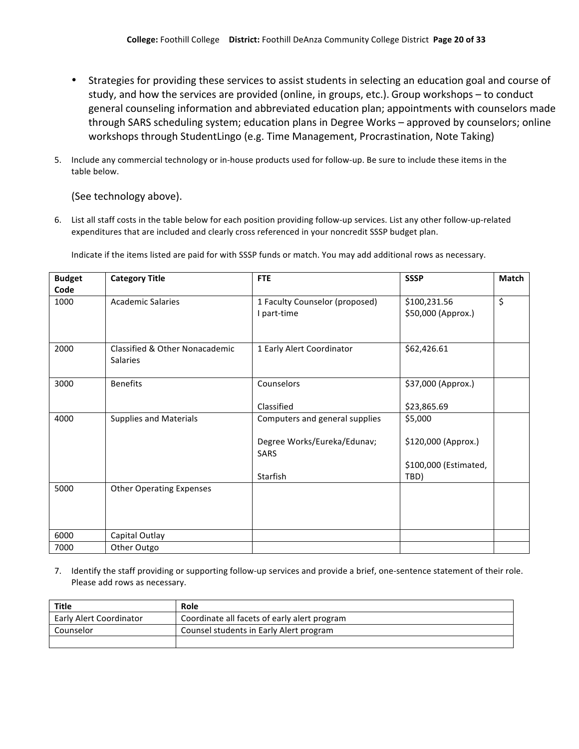- Strategies for providing these services to assist students in selecting an education goal and course of study, and how the services are provided (online, in groups, etc.). Group workshops – to conduct general counseling information and abbreviated education plan; appointments with counselors made through SARS scheduling system; education plans in Degree Works – approved by counselors; online workshops through StudentLingo (e.g. Time Management, Procrastination, Note Taking)

5. Include any commercial technology or in-house products used for follow-up. Be sure to include these items in the table below.

   (See technology above).

6. List all staff costs in the table below for each position providing follow-up services. List any other follow-up-related expenditures that are included and clearly cross referenced in your noncredit SSSP budget plan.

   Indicate if the items listed are paid for with SSSP funds or match. You may add additional rows as necessary.

| Budget Code | Category Title | FTE | SSSP | Match |
|---|---|---|---|---|
| 1000 | Academic Salaries | 1 Faculty Counselor (proposed)<br>I part-time | $100,231.56<br>$50,000 (Approx.) | $ |
| 2000 | Classified & Other Nonacademic Salaries | 1 Early Alert Coordinator | $62,426.61 | |
| 3000 | Benefits | Counselors<br><br>Classified | $37,000 (Approx.)<br><br>$23,865.69 | |
| 4000 | Supplies and Materials | Computers and general supplies<br><br>Degree Works/Eureka/Edunav; SARS<br><br>Starfish | $5,000<br><br>$120,000 (Approx.)<br><br>$100,000 (Estimated, TBD) | |
| 5000 | Other Operating Expenses | | | |
| 6000 | Capital Outlay | | | |
| 7000 | Other Outgo | | | |

7. Identify the staff providing or supporting follow-up services and provide a brief, one-sentence statement of their role. Please add rows as necessary.

| Title | Role |
|---|---|
| Early Alert Coordinator | Coordinate all facets of early alert program |
| Counselor | Counsel students in Early Alert program |
| | |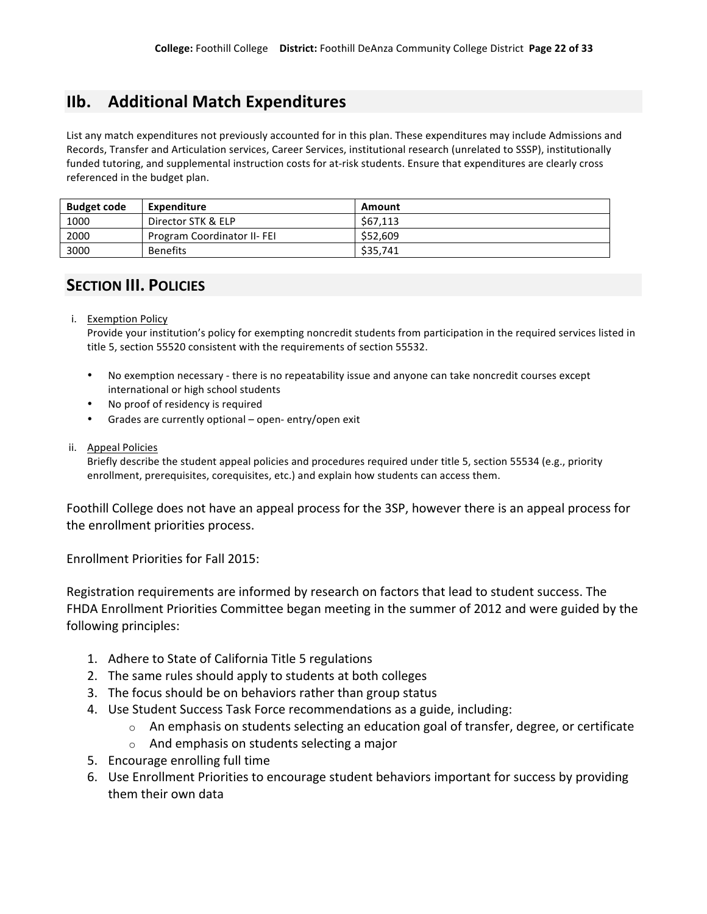## IIb. Additional Match Expenditures

List any match expenditures not previously accounted for in this plan. These expenditures may include Admissions and Records, Transfer and Articulation services, Career Services, institutional research (unrelated to SSSP), institutionally funded tutoring, and supplemental instruction costs for at-risk students. Ensure that expenditures are clearly cross referenced in the budget plan.

| Budget code | Expenditure | Amount |
| --- | --- | --- |
| 1000 | Director STK & ELP | $67,113 |
| 2000 | Program Coordinator II- FEI | $52,609 |
| 3000 | Benefits | $35,741 |

## SECTION III. POLICIES

i. Exemption Policy
Provide your institution's policy for exempting noncredit students from participation in the required services listed in title 5, section 55520 consistent with the requirements of section 55532.

- No exemption necessary - there is no repeatability issue and anyone can take noncredit courses except international or high school students
- No proof of residency is required
- Grades are currently optional – open- entry/open exit

ii. Appeal Policies
Briefly describe the student appeal policies and procedures required under title 5, section 55534 (e.g., priority enrollment, prerequisites, corequisites, etc.) and explain how students can access them.

Foothill College does not have an appeal process for the 3SP, however there is an appeal process for the enrollment priorities process.

Enrollment Priorities for Fall 2015:

Registration requirements are informed by research on factors that lead to student success. The FHDA Enrollment Priorities Committee began meeting in the summer of 2012 and were guided by the following principles:

1. Adhere to State of California Title 5 regulations
2. The same rules should apply to students at both colleges
3. The focus should be on behaviors rather than group status
4. Use Student Success Task Force recommendations as a guide, including:
    - An emphasis on students selecting an education goal of transfer, degree, or certificate
    - And emphasis on students selecting a major
5. Encourage enrolling full time
6. Use Enrollment Priorities to encourage student behaviors important for success by providing them their own data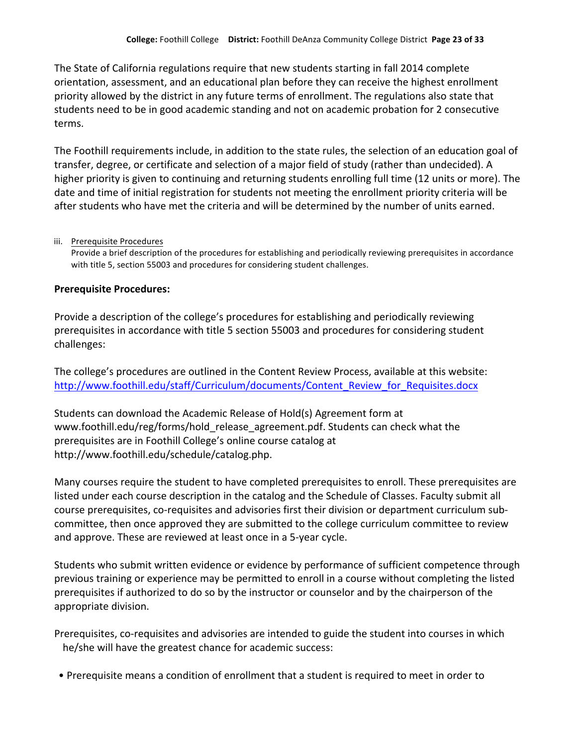The State of California regulations require that new students starting in fall 2014 complete orientation, assessment, and an educational plan before they can receive the highest enrollment priority allowed by the district in any future terms of enrollment. The regulations also state that students need to be in good academic standing and not on academic probation for 2 consecutive terms.

The Foothill requirements include, in addition to the state rules, the selection of an education goal of transfer, degree, or certificate and selection of a major field of study (rather than undecided). A higher priority is given to continuing and returning students enrolling full time (12 units or more). The date and time of initial registration for students not meeting the enrollment priority criteria will be after students who have met the criteria and will be determined by the number of units earned.

iii. Prerequisite Procedures
Provide a brief description of the procedures for establishing and periodically reviewing prerequisites in accordance with title 5, section 55003 and procedures for considering student challenges.

**Prerequisite Procedures:**

Provide a description of the college's procedures for establishing and periodically reviewing prerequisites in accordance with title 5 section 55003 and procedures for considering student challenges:

The college's procedures are outlined in the Content Review Process, available at this website: http://www.foothill.edu/staff/Curriculum/documents/Content_Review_for_Requisites.docx

Students can download the Academic Release of Hold(s) Agreement form at www.foothill.edu/reg/forms/hold_release_agreement.pdf. Students can check what the prerequisites are in Foothill College's online course catalog at http://www.foothill.edu/schedule/catalog.php.

Many courses require the student to have completed prerequisites to enroll. These prerequisites are listed under each course description in the catalog and the Schedule of Classes. Faculty submit all course prerequisites, co-requisites and advisories first their division or department curriculum sub-committee, then once approved they are submitted to the college curriculum committee to review and approve. These are reviewed at least once in a 5-year cycle.

Students who submit written evidence or evidence by performance of sufficient competence through previous training or experience may be permitted to enroll in a course without completing the listed prerequisites if authorized to do so by the instructor or counselor and by the chairperson of the appropriate division.

Prerequisites, co-requisites and advisories are intended to guide the student into courses in which he/she will have the greatest chance for academic success:

- Prerequisite means a condition of enrollment that a student is required to meet in order to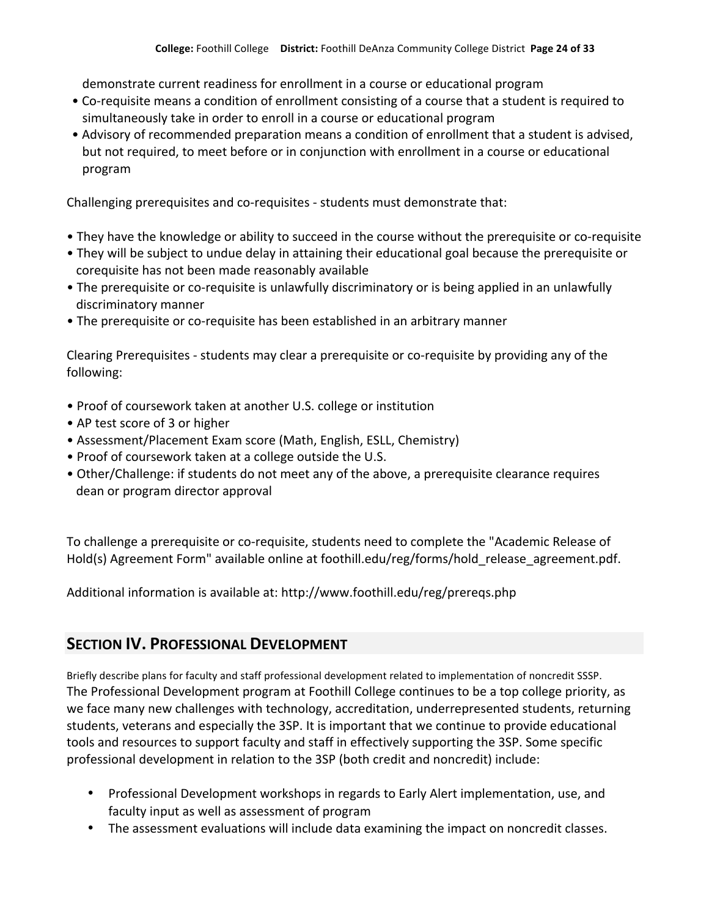demonstrate current readiness for enrollment in a course or educational program

- Co-requisite means a condition of enrollment consisting of a course that a student is required to simultaneously take in order to enroll in a course or educational program
- Advisory of recommended preparation means a condition of enrollment that a student is advised, but not required, to meet before or in conjunction with enrollment in a course or educational program

Challenging prerequisites and co-requisites - students must demonstrate that:

- They have the knowledge or ability to succeed in the course without the prerequisite or co-requisite
- They will be subject to undue delay in attaining their educational goal because the prerequisite or corequisite has not been made reasonably available
- The prerequisite or co-requisite is unlawfully discriminatory or is being applied in an unlawfully discriminatory manner
- The prerequisite or co-requisite has been established in an arbitrary manner

Clearing Prerequisites - students may clear a prerequisite or co-requisite by providing any of the following:

- Proof of coursework taken at another U.S. college or institution
- AP test score of 3 or higher
- Assessment/Placement Exam score (Math, English, ESLL, Chemistry)
- Proof of coursework taken at a college outside the U.S.
- Other/Challenge: if students do not meet any of the above, a prerequisite clearance requires dean or program director approval

To challenge a prerequisite or co-requisite, students need to complete the "Academic Release of Hold(s) Agreement Form" available online at foothill.edu/reg/forms/hold_release_agreement.pdf.

Additional information is available at: http://www.foothill.edu/reg/prereqs.php

## SECTION IV. PROFESSIONAL DEVELOPMENT

Briefly describe plans for faculty and staff professional development related to implementation of noncredit SSSP.

The Professional Development program at Foothill College continues to be a top college priority, as we face many new challenges with technology, accreditation, underrepresented students, returning students, veterans and especially the 3SP. It is important that we continue to provide educational tools and resources to support faculty and staff in effectively supporting the 3SP. Some specific professional development in relation to the 3SP (both credit and noncredit) include:

- Professional Development workshops in regards to Early Alert implementation, use, and faculty input as well as assessment of program
- The assessment evaluations will include data examining the impact on noncredit classes.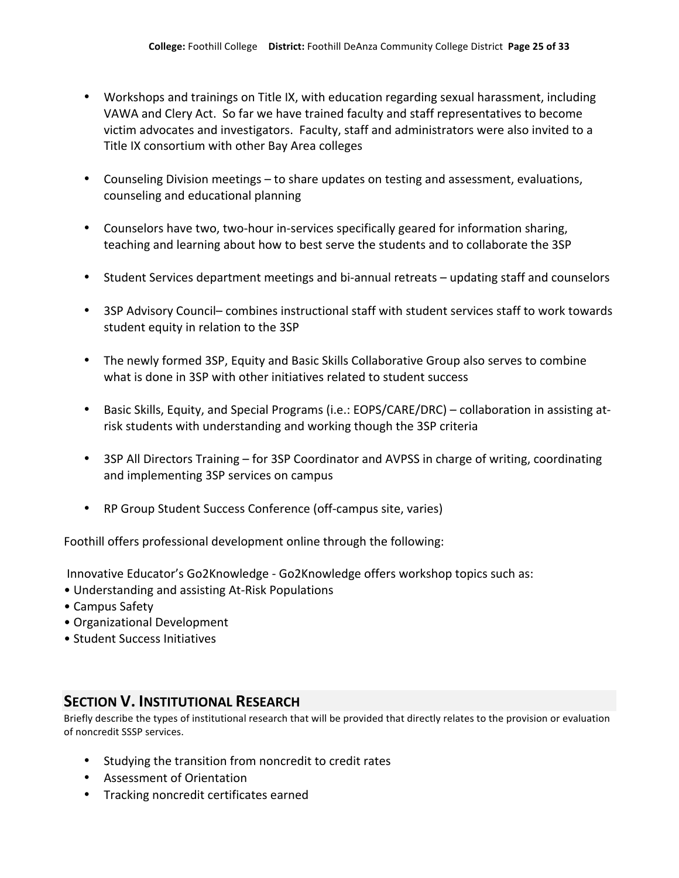- Workshops and trainings on Title IX, with education regarding sexual harassment, including VAWA and Clery Act. So far we have trained faculty and staff representatives to become victim advocates and investigators. Faculty, staff and administrators were also invited to a Title IX consortium with other Bay Area colleges

- Counseling Division meetings – to share updates on testing and assessment, evaluations, counseling and educational planning

- Counselors have two, two-hour in-services specifically geared for information sharing, teaching and learning about how to best serve the students and to collaborate the 3SP

- Student Services department meetings and bi-annual retreats – updating staff and counselors

- 3SP Advisory Council– combines instructional staff with student services staff to work towards student equity in relation to the 3SP

- The newly formed 3SP, Equity and Basic Skills Collaborative Group also serves to combine what is done in 3SP with other initiatives related to student success

- Basic Skills, Equity, and Special Programs (i.e.: EOPS/CARE/DRC) – collaboration in assisting at-risk students with understanding and working though the 3SP criteria

- 3SP All Directors Training – for 3SP Coordinator and AVPSS in charge of writing, coordinating and implementing 3SP services on campus

- RP Group Student Success Conference (off-campus site, varies)

Foothill offers professional development online through the following:

Innovative Educator's Go2Knowledge - Go2Knowledge offers workshop topics such as:

- Understanding and assisting At-Risk Populations
- Campus Safety
- Organizational Development
- Student Success Initiatives

## SECTION V. INSTITUTIONAL RESEARCH

Briefly describe the types of institutional research that will be provided that directly relates to the provision or evaluation of noncredit SSSP services.

- Studying the transition from noncredit to credit rates
- Assessment of Orientation
- Tracking noncredit certificates earned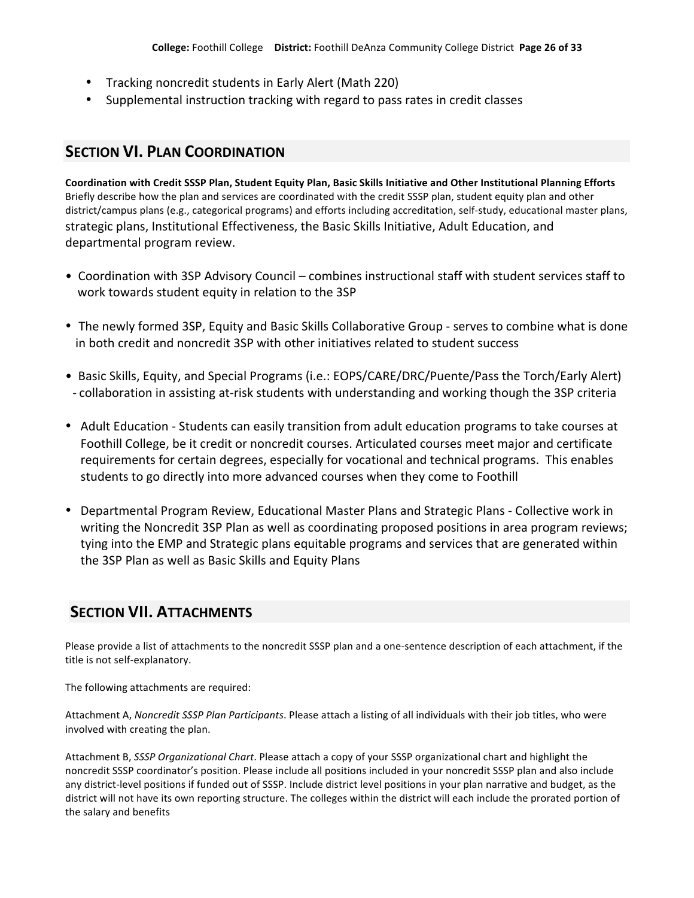- Tracking noncredit students in Early Alert (Math 220)
- Supplemental instruction tracking with regard to pass rates in credit classes

## SECTION VI. PLAN COORDINATION

**Coordination with Credit SSSP Plan, Student Equity Plan, Basic Skills Initiative and Other Institutional Planning Efforts**
Briefly describe how the plan and services are coordinated with the credit SSSP plan, student equity plan and other district/campus plans (e.g., categorical programs) and efforts including accreditation, self-study, educational master plans, strategic plans, Institutional Effectiveness, the Basic Skills Initiative, Adult Education, and departmental program review.

- Coordination with 3SP Advisory Council – combines instructional staff with student services staff to work towards student equity in relation to the 3SP
- The newly formed 3SP, Equity and Basic Skills Collaborative Group - serves to combine what is done in both credit and noncredit 3SP with other initiatives related to student success
- Basic Skills, Equity, and Special Programs (i.e.: EOPS/CARE/DRC/Puente/Pass the Torch/Early Alert) - collaboration in assisting at-risk students with understanding and working though the 3SP criteria
- Adult Education - Students can easily transition from adult education programs to take courses at Foothill College, be it credit or noncredit courses. Articulated courses meet major and certificate requirements for certain degrees, especially for vocational and technical programs. This enables students to go directly into more advanced courses when they come to Foothill
- Departmental Program Review, Educational Master Plans and Strategic Plans - Collective work in writing the Noncredit 3SP Plan as well as coordinating proposed positions in area program reviews; tying into the EMP and Strategic plans equitable programs and services that are generated within the 3SP Plan as well as Basic Skills and Equity Plans

## SECTION VII. ATTACHMENTS

Please provide a list of attachments to the noncredit SSSP plan and a one-sentence description of each attachment, if the title is not self-explanatory.

The following attachments are required:

Attachment A, *Noncredit SSSP Plan Participants*. Please attach a listing of all individuals with their job titles, who were involved with creating the plan.

Attachment B, *SSSP Organizational Chart*. Please attach a copy of your SSSP organizational chart and highlight the noncredit SSSP coordinator's position. Please include all positions included in your noncredit SSSP plan and also include any district-level positions if funded out of SSSP. Include district level positions in your plan narrative and budget, as the district will not have its own reporting structure. The colleges within the district will each include the prorated portion of the salary and benefits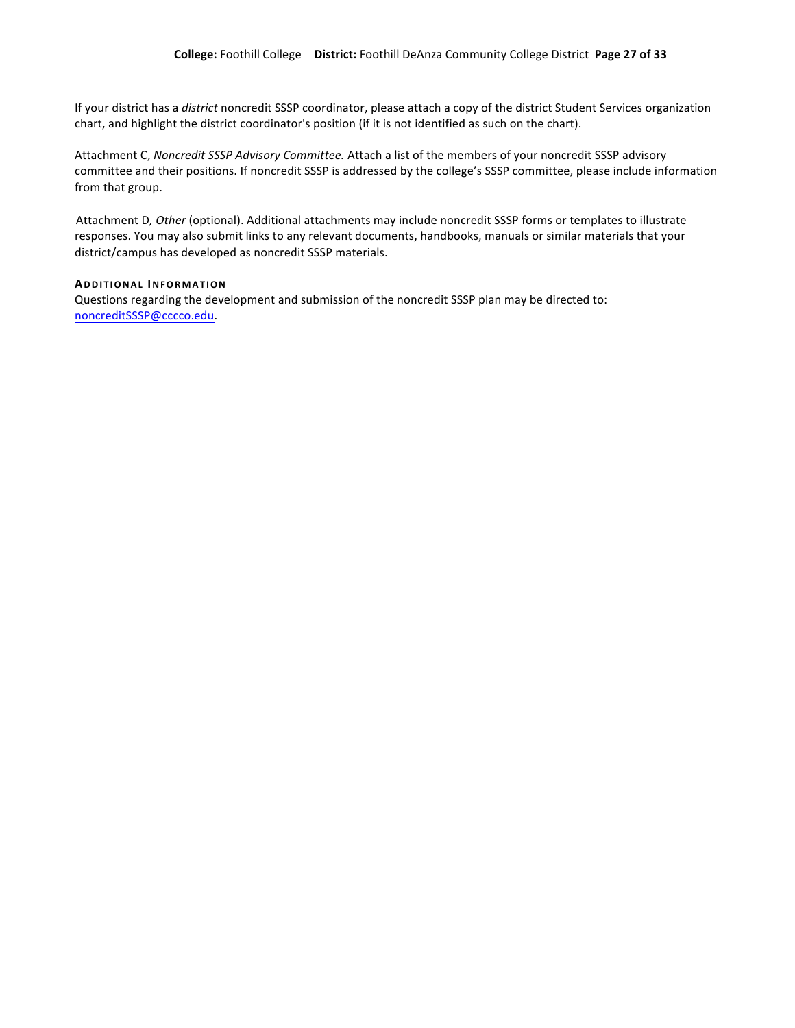If your district has a *district* noncredit SSSP coordinator, please attach a copy of the district Student Services organization chart, and highlight the district coordinator's position (if it is not identified as such on the chart).

Attachment C, *Noncredit SSSP Advisory Committee.* Attach a list of the members of your noncredit SSSP advisory committee and their positions. If noncredit SSSP is addressed by the college's SSSP committee, please include information from that group.

Attachment D*, Other* (optional). Additional attachments may include noncredit SSSP forms or templates to illustrate responses. You may also submit links to any relevant documents, handbooks, manuals or similar materials that your district/campus has developed as noncredit SSSP materials.

**ADDITIONAL INFORMATION**

Questions regarding the development and submission of the noncredit SSSP plan may be directed to: noncreditSSSP@cccco.edu.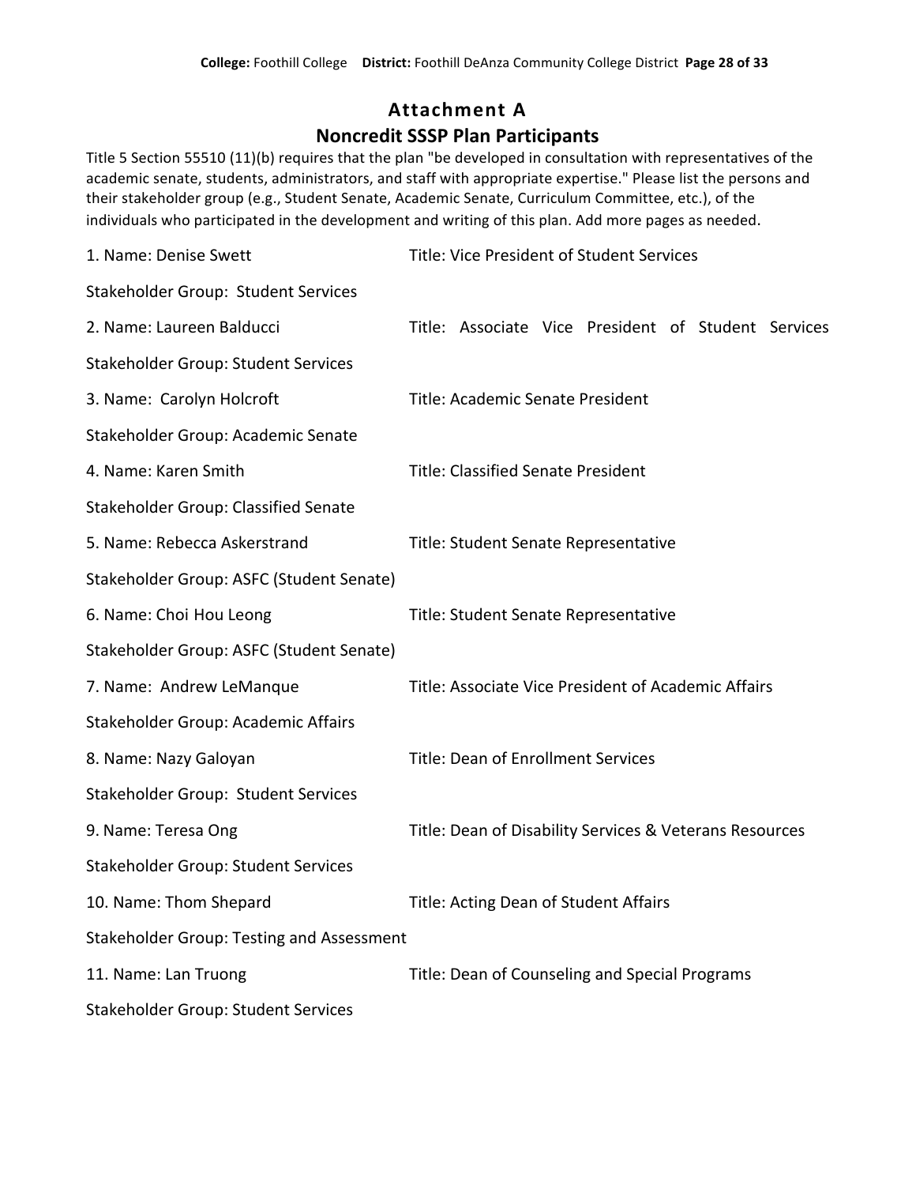# Attachment A

## Noncredit SSSP Plan Participants

Title 5 Section 55510 (11)(b) requires that the plan "be developed in consultation with representatives of the academic senate, students, administrators, and staff with appropriate expertise." Please list the persons and their stakeholder group (e.g., Student Senate, Academic Senate, Curriculum Committee, etc.), of the individuals who participated in the development and writing of this plan. Add more pages as needed.

1. Name: Denise Swett — Title: Vice President of Student Services

   Stakeholder Group: Student Services

2. Name: Laureen Balducci — Title: Associate Vice President of Student Services

   Stakeholder Group: Student Services

3. Name: Carolyn Holcroft — Title: Academic Senate President

   Stakeholder Group: Academic Senate

4. Name: Karen Smith — Title: Classified Senate President

   Stakeholder Group: Classified Senate

5. Name: Rebecca Askerstrand — Title: Student Senate Representative

   Stakeholder Group: ASFC (Student Senate)

6. Name: Choi Hou Leong — Title: Student Senate Representative

   Stakeholder Group: ASFC (Student Senate)

7. Name: Andrew LeManque — Title: Associate Vice President of Academic Affairs

   Stakeholder Group: Academic Affairs

8. Name: Nazy Galoyan — Title: Dean of Enrollment Services

   Stakeholder Group: Student Services

9. Name: Teresa Ong — Title: Dean of Disability Services & Veterans Resources

   Stakeholder Group: Student Services

10. Name: Thom Shepard — Title: Acting Dean of Student Affairs

    Stakeholder Group: Testing and Assessment

11. Name: Lan Truong — Title: Dean of Counseling and Special Programs

    Stakeholder Group: Student Services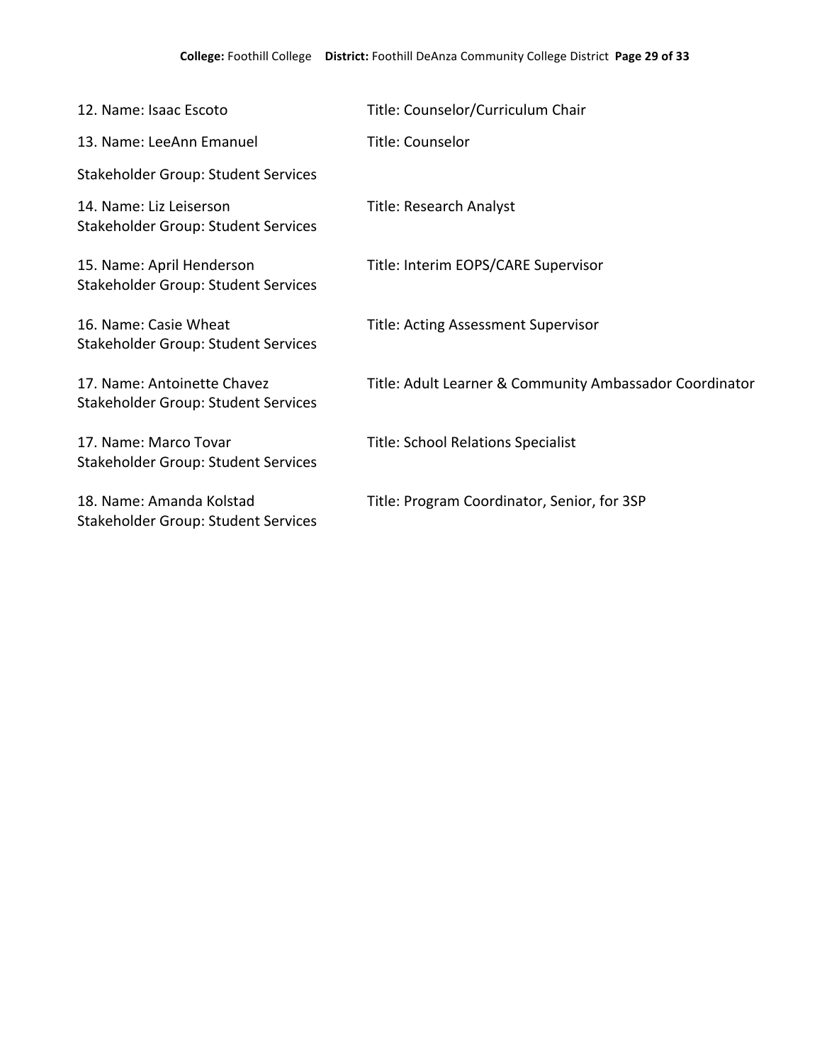12. Name: Isaac Escoto Title: Counselor/Curriculum Chair

13. Name: LeeAnn Emanuel Title: Counselor

Stakeholder Group: Student Services

14. Name: Liz Leiserson Title: Research Analyst
Stakeholder Group: Student Services

15. Name: April Henderson Title: Interim EOPS/CARE Supervisor
Stakeholder Group: Student Services

16. Name: Casie Wheat Title: Acting Assessment Supervisor
Stakeholder Group: Student Services

17. Name: Antoinette Chavez Title: Adult Learner & Community Ambassador Coordinator
Stakeholder Group: Student Services

17. Name: Marco Tovar Title: School Relations Specialist
Stakeholder Group: Student Services

18. Name: Amanda Kolstad Title: Program Coordinator, Senior, for 3SP
Stakeholder Group: Student Services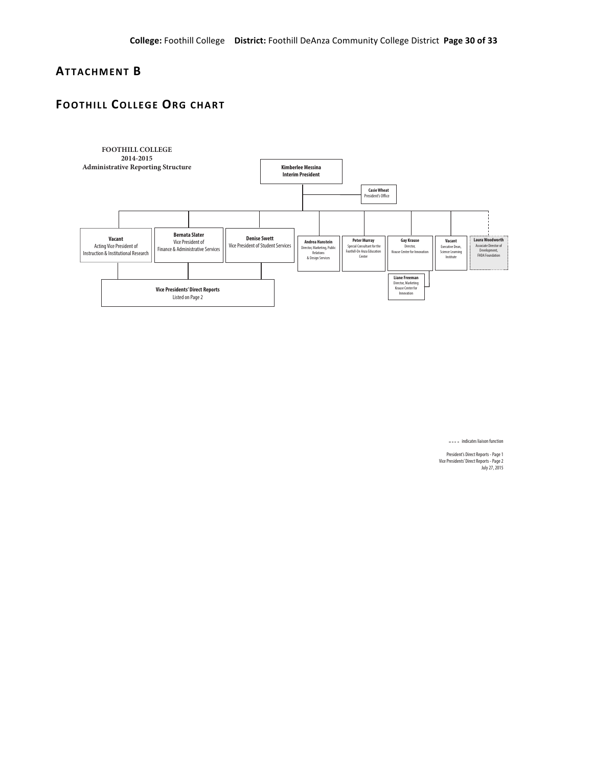# Attachment B

## Foothill College Org Chart

**FOOTHILL COLLEGE**
**2014-2015**
**Administrative Reporting Structure**

**Kimberlee Messina**
**Interim President**

- **Casie Wheat** – President's Office
- **Vacant** – Acting Vice President of Instruction & Institutional Research
- **Bernata Slater** – Vice President of Finance & Administrative Services
- **Denise Swett** – Vice President of Student Services
  - **Vice Presidents' Direct Reports** – Listed on Page 2
- **Andrea Hanstein** – Director, Marketing, Public Relations & Design Services
- **Peter Murray** – Special Consultant for the Foothill-De Anza Education Center
- **Gay Krause** – Director, Krause Center for Innovation
  - **Liane Freeman** – Director, Marketing Krause Center for Innovation
- **Vacant** – Executive Dean, Science Learning Institute
- **Laura Woodworth** – Associate Director of Development, FHDA Foundation (liaison function)

---- indicates liaison function

President's Direct Reports - Page 1
Vice Presidents' Direct Reports - Page 2
July 27, 2015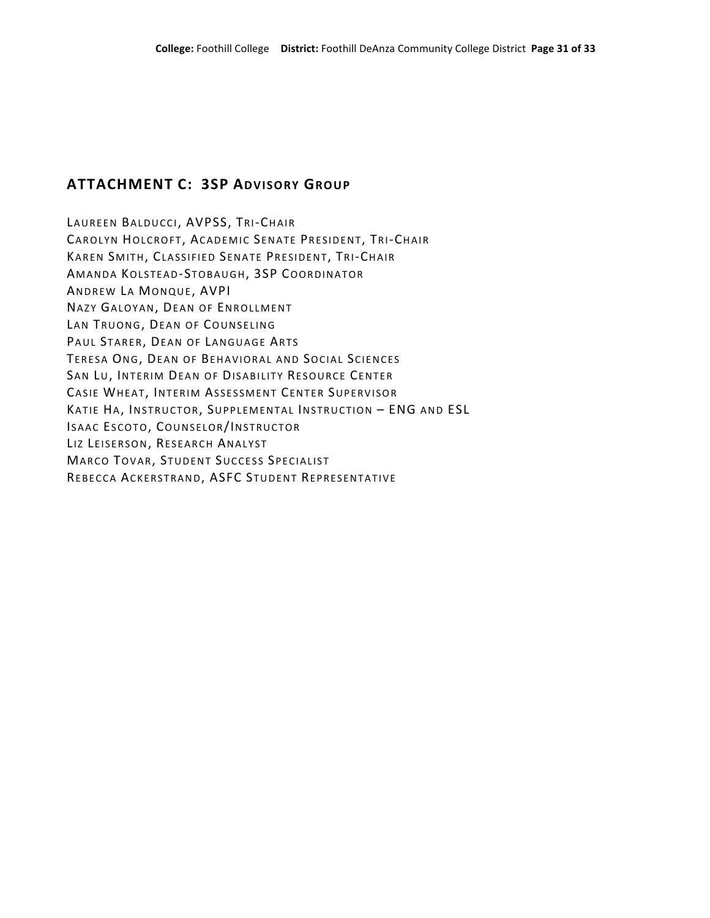## ATTACHMENT C: 3SP ADVISORY GROUP

LAUREEN BALDUCCI, AVPSS, TRI-CHAIR
CAROLYN HOLCROFT, ACADEMIC SENATE PRESIDENT, TRI-CHAIR
KAREN SMITH, CLASSIFIED SENATE PRESIDENT, TRI-CHAIR
AMANDA KOLSTEAD-STOBAUGH, 3SP COORDINATOR
ANDREW LA MONQUE, AVPI
NAZY GALOYAN, DEAN OF ENROLLMENT
LAN TRUONG, DEAN OF COUNSELING
PAUL STARER, DEAN OF LANGUAGE ARTS
TERESA ONG, DEAN OF BEHAVIORAL AND SOCIAL SCIENCES
SAN LU, INTERIM DEAN OF DISABILITY RESOURCE CENTER
CASIE WHEAT, INTERIM ASSESSMENT CENTER SUPERVISOR
KATIE HA, INSTRUCTOR, SUPPLEMENTAL INSTRUCTION – ENG AND ESL
ISAAC ESCOTO, COUNSELOR/INSTRUCTOR
LIZ LEISERSON, RESEARCH ANALYST
MARCO TOVAR, STUDENT SUCCESS SPECIALIST
REBECCA ACKERSTRAND, ASFC STUDENT REPRESENTATIVE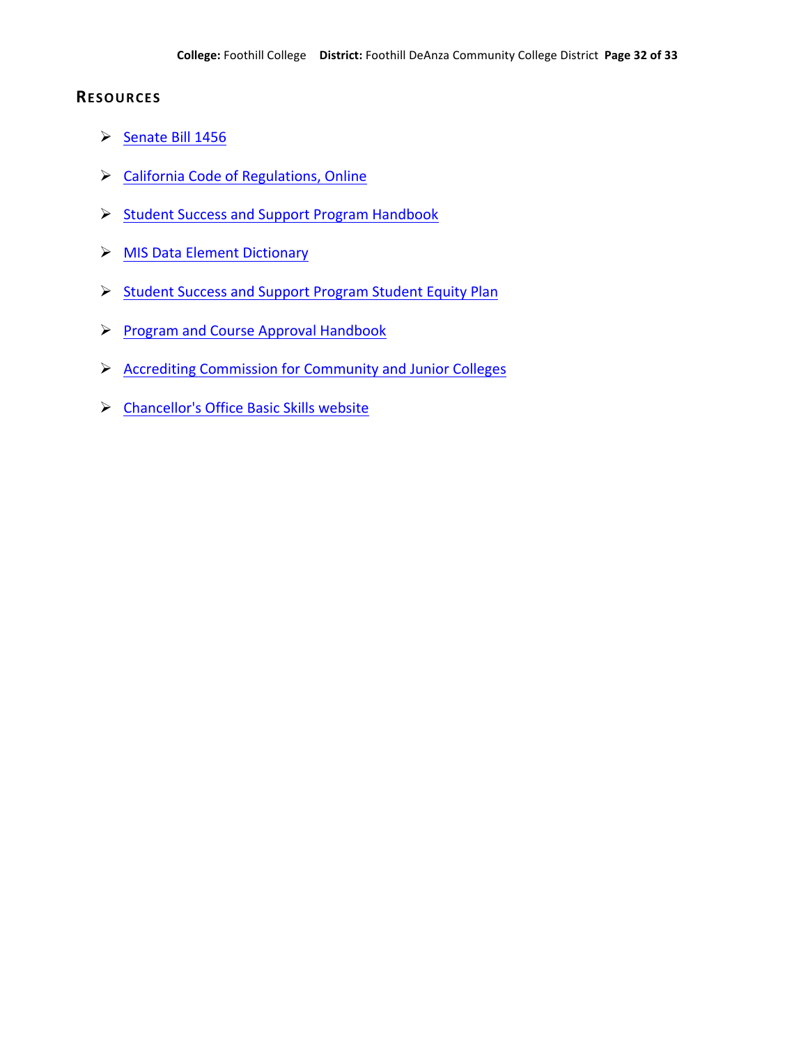## RESOURCES

- Senate Bill 1456
- California Code of Regulations, Online
- Student Success and Support Program Handbook
- MIS Data Element Dictionary
- Student Success and Support Program Student Equity Plan
- Program and Course Approval Handbook
- Accrediting Commission for Community and Junior Colleges
- Chancellor's Office Basic Skills website